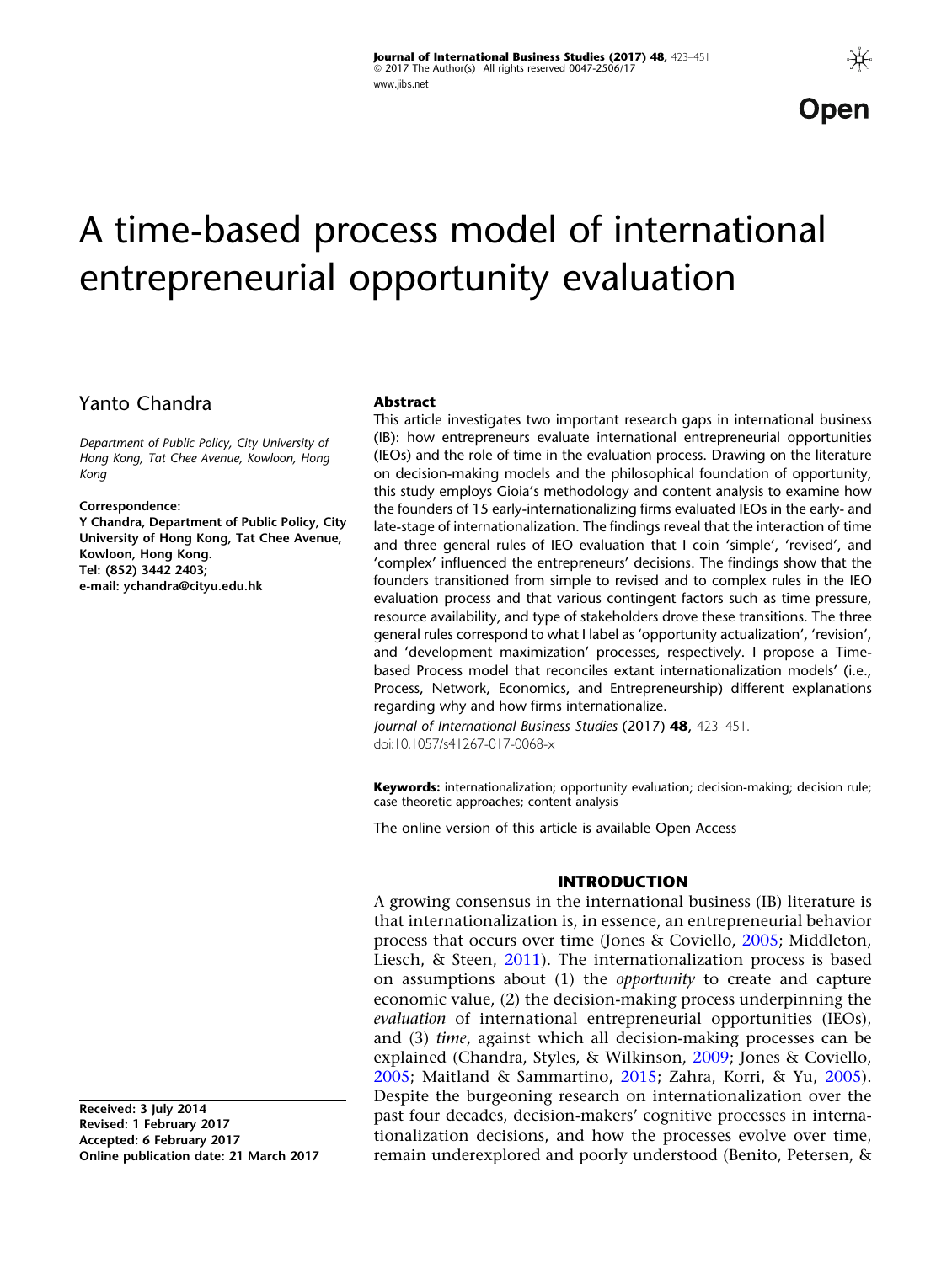Open

# A time-based process model of international entrepreneurial opportunity evaluation

Yanto Chandra

*Department of Public Policy, City University of Hong Kong, Tat Chee Avenue, Kowloon, Hong Kong*

**Correspondence:**
**Y Chandra, Department of Public Policy, City University of Hong Kong, Tat Chee Avenue, Kowloon, Hong Kong.**
**Tel: (852) 3442 2403;**
**e-mail: ychandra@cityu.edu.hk**

**Received: 3 July 2014**
**Revised: 1 February 2017**
**Accepted: 6 February 2017**
**Online publication date: 21 March 2017**

### Abstract

This article investigates two important research gaps in international business (IB): how entrepreneurs evaluate international entrepreneurial opportunities (IEOs) and the role of time in the evaluation process. Drawing on the literature on decision-making models and the philosophical foundation of opportunity, this study employs Gioia's methodology and content analysis to examine how the founders of 15 early-internationalizing firms evaluated IEOs in the early- and late-stage of internationalization. The findings reveal that the interaction of time and three general rules of IEO evaluation that I coin 'simple', 'revised', and 'complex' influenced the entrepreneurs' decisions. The findings show that the founders transitioned from simple to revised and to complex rules in the IEO evaluation process and that various contingent factors such as time pressure, resource availability, and type of stakeholders drove these transitions. The three general rules correspond to what I label as 'opportunity actualization', 'revision', and 'development maximization' processes, respectively. I propose a Time-based Process model that reconciles extant internationalization models' (i.e., Process, Network, Economics, and Entrepreneurship) different explanations regarding why and how firms internationalize.

*Journal of International Business Studies* (2017) **48**, 423–451. doi:10.1057/s41267-017-0068-x

**Keywords:** internationalization; opportunity evaluation; decision-making; decision rule; case theoretic approaches; content analysis

The online version of this article is available Open Access

## INTRODUCTION

A growing consensus in the international business (IB) literature is that internationalization is, in essence, an entrepreneurial behavior process that occurs over time (Jones & Coviello, 2005; Middleton, Liesch, & Steen, 2011). The internationalization process is based on assumptions about (1) the *opportunity* to create and capture economic value, (2) the decision-making process underpinning the *evaluation* of international entrepreneurial opportunities (IEOs), and (3) *time*, against which all decision-making processes can be explained (Chandra, Styles, & Wilkinson, 2009; Jones & Coviello, 2005; Maitland & Sammartino, 2015; Zahra, Korri, & Yu, 2005). Despite the burgeoning research on internationalization over the past four decades, decision-makers' cognitive processes in internationalization decisions, and how the processes evolve over time, remain underexplored and poorly understood (Benito, Petersen, &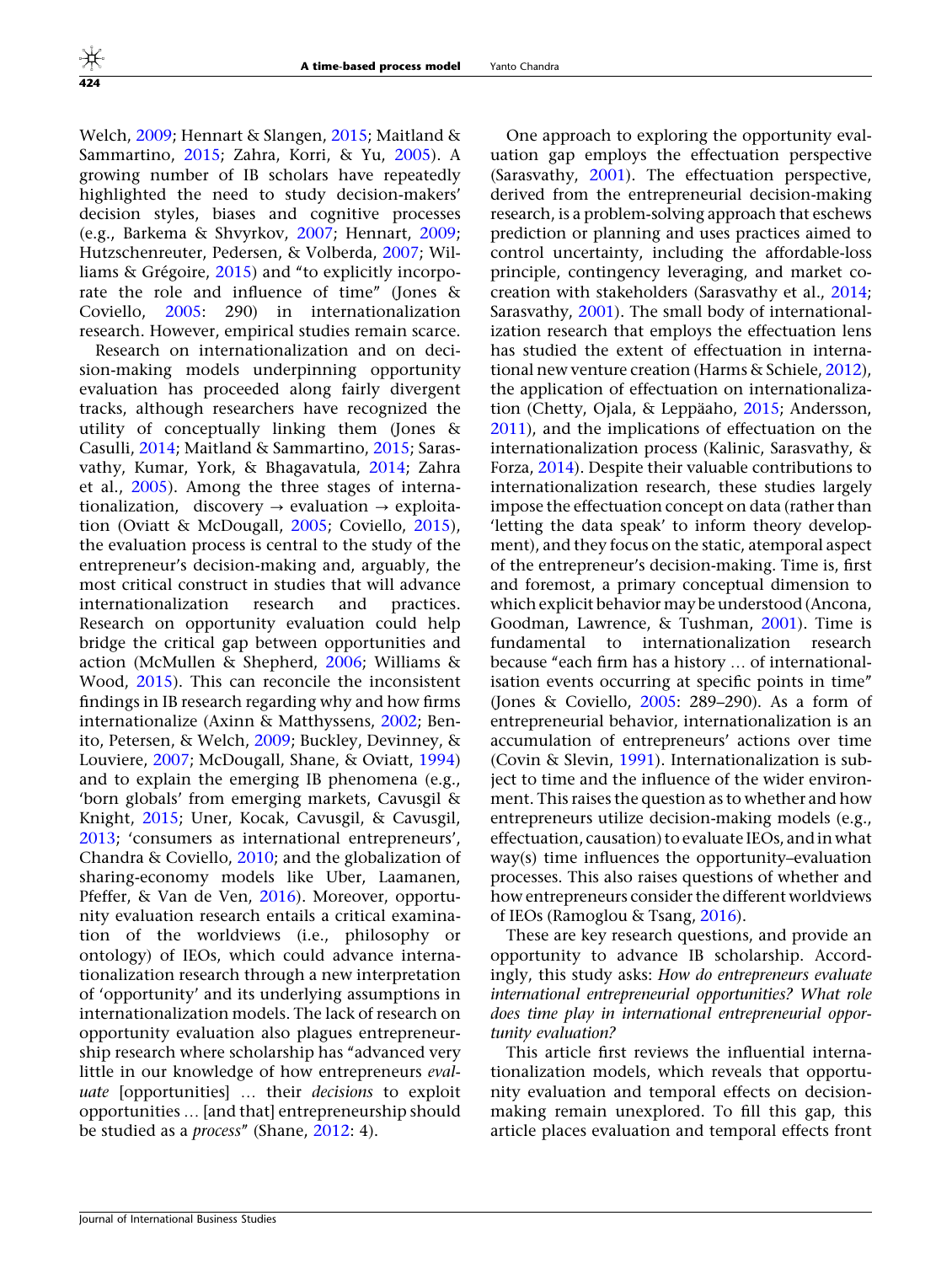Welch, 2009; Hennart & Slangen, 2015; Maitland & Sammartino, 2015; Zahra, Korri, & Yu, 2005). A growing number of IB scholars have repeatedly highlighted the need to study decision-makers' decision styles, biases and cognitive processes (e.g., Barkema & Shvyrkov, 2007; Hennart, 2009; Hutzschenreuter, Pedersen, & Volberda, 2007; Williams & Grégoire, 2015) and "to explicitly incorporate the role and influence of time" (Jones & Coviello, 2005: 290) in internationalization research. However, empirical studies remain scarce.

Research on internationalization and on decision-making models underpinning opportunity evaluation has proceeded along fairly divergent tracks, although researchers have recognized the utility of conceptually linking them (Jones & Casulli, 2014; Maitland & Sammartino, 2015; Sarasvathy, Kumar, York, & Bhagavatula, 2014; Zahra et al., 2005). Among the three stages of internationalization, discovery → evaluation → exploitation (Oviatt & McDougall, 2005; Coviello, 2015), the evaluation process is central to the study of the entrepreneur's decision-making and, arguably, the most critical construct in studies that will advance internationalization research and practices. Research on opportunity evaluation could help bridge the critical gap between opportunities and action (McMullen & Shepherd, 2006; Williams & Wood, 2015). This can reconcile the inconsistent findings in IB research regarding why and how firms internationalize (Axinn & Matthyssens, 2002; Benito, Petersen, & Welch, 2009; Buckley, Devinney, & Louviere, 2007; McDougall, Shane, & Oviatt, 1994) and to explain the emerging IB phenomena (e.g., 'born globals' from emerging markets, Cavusgil & Knight, 2015; Uner, Kocak, Cavusgil, & Cavusgil, 2013; 'consumers as international entrepreneurs', Chandra & Coviello, 2010; and the globalization of sharing-economy models like Uber, Laamanen, Pfeffer, & Van de Ven, 2016). Moreover, opportunity evaluation research entails a critical examination of the worldviews (i.e., philosophy or ontology) of IEOs, which could advance internationalization research through a new interpretation of 'opportunity' and its underlying assumptions in internationalization models. The lack of research on opportunity evaluation also plagues entrepreneurship research where scholarship has "advanced very little in our knowledge of how entrepreneurs *evaluate* [opportunities] … their *decisions* to exploit opportunities … [and that] entrepreneurship should be studied as a *process*" (Shane, 2012: 4).

One approach to exploring the opportunity evaluation gap employs the effectuation perspective (Sarasvathy, 2001). The effectuation perspective, derived from the entrepreneurial decision-making research, is a problem-solving approach that eschews prediction or planning and uses practices aimed to control uncertainty, including the affordable-loss principle, contingency leveraging, and market co-creation with stakeholders (Sarasvathy et al., 2014; Sarasvathy, 2001). The small body of internationalization research that employs the effectuation lens has studied the extent of effectuation in international new venture creation (Harms & Schiele, 2012), the application of effectuation on internationalization (Chetty, Ojala, & Leppäaho, 2015; Andersson, 2011), and the implications of effectuation on the internationalization process (Kalinic, Sarasvathy, & Forza, 2014). Despite their valuable contributions to internationalization research, these studies largely impose the effectuation concept on data (rather than 'letting the data speak' to inform theory development), and they focus on the static, atemporal aspect of the entrepreneur's decision-making. Time is, first and foremost, a primary conceptual dimension to which explicit behavior may be understood (Ancona, Goodman, Lawrence, & Tushman, 2001). Time is fundamental to internationalization research because "each firm has a history … of internationalisation events occurring at specific points in time" (Jones & Coviello, 2005: 289–290). As a form of entrepreneurial behavior, internationalization is an accumulation of entrepreneurs' actions over time (Covin & Slevin, 1991). Internationalization is subject to time and the influence of the wider environment. This raises the question as to whether and how entrepreneurs utilize decision-making models (e.g., effectuation, causation) to evaluate IEOs, and in what way(s) time influences the opportunity–evaluation processes. This also raises questions of whether and how entrepreneurs consider the different worldviews of IEOs (Ramoglou & Tsang, 2016).

These are key research questions, and provide an opportunity to advance IB scholarship. Accordingly, this study asks: *How do entrepreneurs evaluate international entrepreneurial opportunities? What role does time play in international entrepreneurial opportunity evaluation?*

This article first reviews the influential internationalization models, which reveals that opportunity evaluation and temporal effects on decision-making remain unexplored. To fill this gap, this article places evaluation and temporal effects front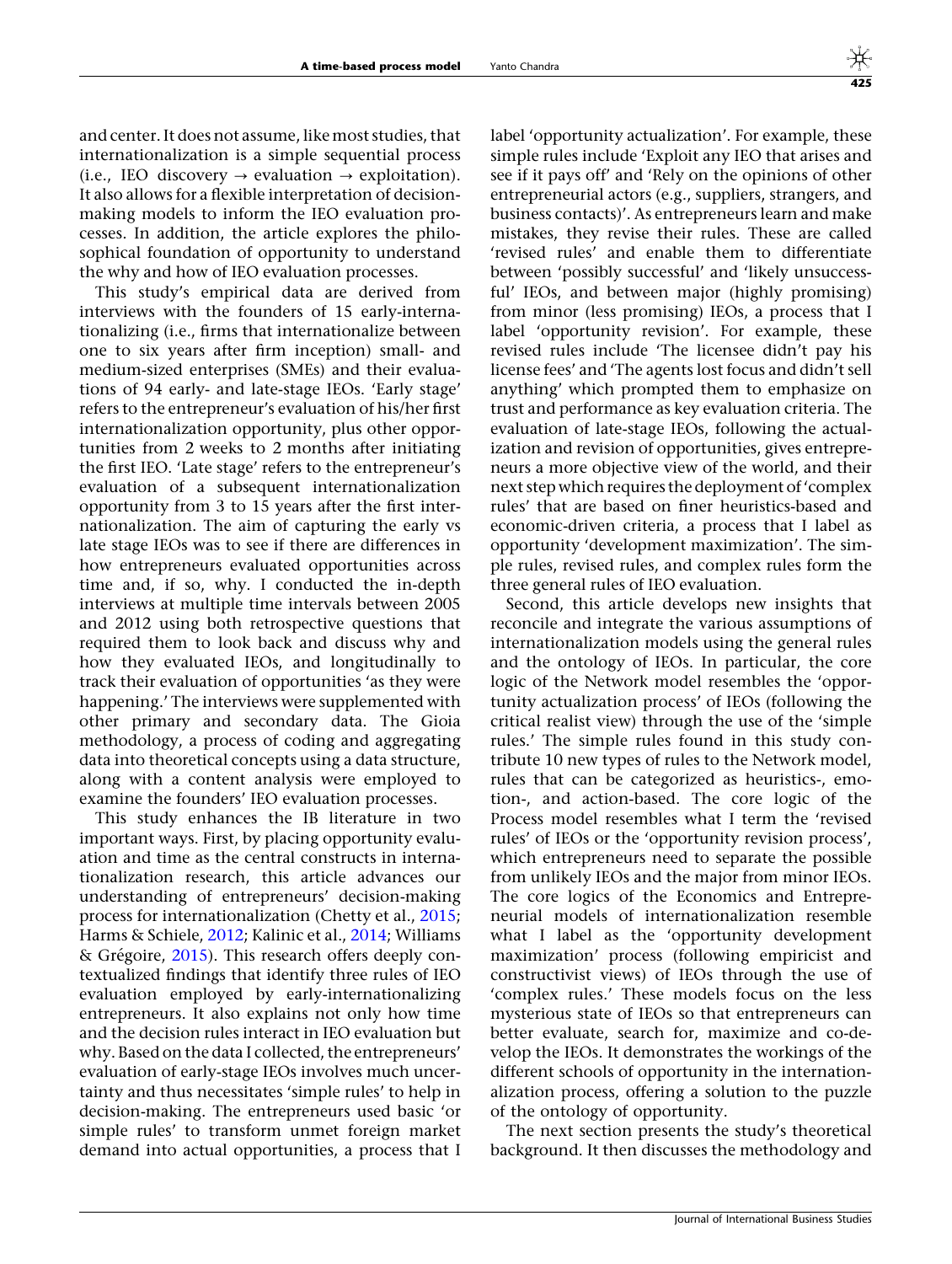and center. It does not assume, like most studies, that internationalization is a simple sequential process (i.e., IEO discovery → evaluation → exploitation). It also allows for a flexible interpretation of decision-making models to inform the IEO evaluation processes. In addition, the article explores the philosophical foundation of opportunity to understand the why and how of IEO evaluation processes.

This study's empirical data are derived from interviews with the founders of 15 early-internationalizing (i.e., firms that internationalize between one to six years after firm inception) small- and medium-sized enterprises (SMEs) and their evaluations of 94 early- and late-stage IEOs. 'Early stage' refers to the entrepreneur's evaluation of his/her first internationalization opportunity, plus other opportunities from 2 weeks to 2 months after initiating the first IEO. 'Late stage' refers to the entrepreneur's evaluation of a subsequent internationalization opportunity from 3 to 15 years after the first internationalization. The aim of capturing the early vs late stage IEOs was to see if there are differences in how entrepreneurs evaluated opportunities across time and, if so, why. I conducted the in-depth interviews at multiple time intervals between 2005 and 2012 using both retrospective questions that required them to look back and discuss why and how they evaluated IEOs, and longitudinally to track their evaluation of opportunities 'as they were happening.' The interviews were supplemented with other primary and secondary data. The Gioia methodology, a process of coding and aggregating data into theoretical concepts using a data structure, along with a content analysis were employed to examine the founders' IEO evaluation processes.

This study enhances the IB literature in two important ways. First, by placing opportunity evaluation and time as the central constructs in internationalization research, this article advances our understanding of entrepreneurs' decision-making process for internationalization (Chetty et al., 2015; Harms & Schiele, 2012; Kalinic et al., 2014; Williams & Grégoire, 2015). This research offers deeply contextualized findings that identify three rules of IEO evaluation employed by early-internationalizing entrepreneurs. It also explains not only how time and the decision rules interact in IEO evaluation but why. Based on the data I collected, the entrepreneurs' evaluation of early-stage IEOs involves much uncertainty and thus necessitates 'simple rules' to help in decision-making. The entrepreneurs used basic 'or simple rules' to transform unmet foreign market demand into actual opportunities, a process that I label 'opportunity actualization'. For example, these simple rules include 'Exploit any IEO that arises and see if it pays off' and 'Rely on the opinions of other entrepreneurial actors (e.g., suppliers, strangers, and business contacts)'. As entrepreneurs learn and make mistakes, they revise their rules. These are called 'revised rules' and enable them to differentiate between 'possibly successful' and 'likely unsuccessful' IEOs, and between major (highly promising) from minor (less promising) IEOs, a process that I label 'opportunity revision'. For example, these revised rules include 'The licensee didn't pay his license fees' and 'The agents lost focus and didn't sell anything' which prompted them to emphasize on trust and performance as key evaluation criteria. The evaluation of late-stage IEOs, following the actualization and revision of opportunities, gives entrepreneurs a more objective view of the world, and their next step which requires the deployment of 'complex rules' that are based on finer heuristics-based and economic-driven criteria, a process that I label as opportunity 'development maximization'. The simple rules, revised rules, and complex rules form the three general rules of IEO evaluation.

Second, this article develops new insights that reconcile and integrate the various assumptions of internationalization models using the general rules and the ontology of IEOs. In particular, the core logic of the Network model resembles the 'opportunity actualization process' of IEOs (following the critical realist view) through the use of the 'simple rules.' The simple rules found in this study contribute 10 new types of rules to the Network model, rules that can be categorized as heuristics-, emotion-, and action-based. The core logic of the Process model resembles what I term the 'revised rules' of IEOs or the 'opportunity revision process', which entrepreneurs need to separate the possible from unlikely IEOs and the major from minor IEOs. The core logics of the Economics and Entrepreneurial models of internationalization resemble what I label as the 'opportunity development maximization' process (following empiricist and constructivist views) of IEOs through the use of 'complex rules.' These models focus on the less mysterious state of IEOs so that entrepreneurs can better evaluate, search for, maximize and co-develop the IEOs. It demonstrates the workings of the different schools of opportunity in the internationalization process, offering a solution to the puzzle of the ontology of opportunity.

The next section presents the study's theoretical background. It then discusses the methodology and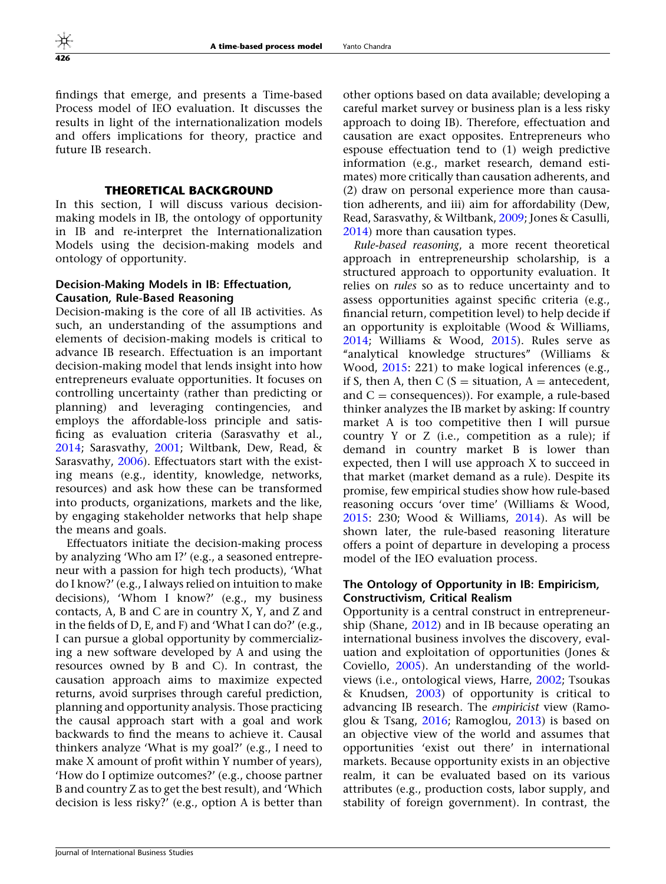findings that emerge, and presents a Time-based Process model of IEO evaluation. It discusses the results in light of the internationalization models and offers implications for theory, practice and future IB research.

## THEORETICAL BACKGROUND

In this section, I will discuss various decision-making models in IB, the ontology of opportunity in IB and re-interpret the Internationalization Models using the decision-making models and ontology of opportunity.

### Decision-Making Models in IB: Effectuation, Causation, Rule-Based Reasoning

Decision-making is the core of all IB activities. As such, an understanding of the assumptions and elements of decision-making models is critical to advance IB research. Effectuation is an important decision-making model that lends insight into how entrepreneurs evaluate opportunities. It focuses on controlling uncertainty (rather than predicting or planning) and leveraging contingencies, and employs the affordable-loss principle and satisficing as evaluation criteria (Sarasvathy et al., 2014; Sarasvathy, 2001; Wiltbank, Dew, Read, & Sarasvathy, 2006). Effectuators start with the existing means (e.g., identity, knowledge, networks, resources) and ask how these can be transformed into products, organizations, markets and the like, by engaging stakeholder networks that help shape the means and goals.

Effectuators initiate the decision-making process by analyzing 'Who am I?' (e.g., a seasoned entrepreneur with a passion for high tech products), 'What do I know?' (e.g., I always relied on intuition to make decisions), 'Whom I know?' (e.g., my business contacts, A, B and C are in country X, Y, and Z and in the fields of D, E, and F) and 'What I can do?' (e.g., I can pursue a global opportunity by commercializing a new software developed by A and using the resources owned by B and C). In contrast, the causation approach aims to maximize expected returns, avoid surprises through careful prediction, planning and opportunity analysis. Those practicing the causal approach start with a goal and work backwards to find the means to achieve it. Causal thinkers analyze 'What is my goal?' (e.g., I need to make X amount of profit within Y number of years), 'How do I optimize outcomes?' (e.g., choose partner B and country Z as to get the best result), and 'Which decision is less risky?' (e.g., option A is better than other options based on data available; developing a careful market survey or business plan is a less risky approach to doing IB). Therefore, effectuation and causation are exact opposites. Entrepreneurs who espouse effectuation tend to (1) weigh predictive information (e.g., market research, demand estimates) more critically than causation adherents, and (2) draw on personal experience more than causation adherents, and iii) aim for affordability (Dew, Read, Sarasvathy, & Wiltbank, 2009; Jones & Casulli, 2014) more than causation types.

*Rule-based reasoning*, a more recent theoretical approach in entrepreneurship scholarship, is a structured approach to opportunity evaluation. It relies on *rules* so as to reduce uncertainty and to assess opportunities against specific criteria (e.g., financial return, competition level) to help decide if an opportunity is exploitable (Wood & Williams, 2014; Williams & Wood, 2015). Rules serve as "analytical knowledge structures" (Williams & Wood, 2015: 221) to make logical inferences (e.g., if S, then A, then C (S = situation, A = antecedent, and C = consequences)). For example, a rule-based thinker analyzes the IB market by asking: If country market A is too competitive then I will pursue country Y or Z (i.e., competition as a rule); if demand in country market B is lower than expected, then I will use approach X to succeed in that market (market demand as a rule). Despite its promise, few empirical studies show how rule-based reasoning occurs 'over time' (Williams & Wood, 2015: 230; Wood & Williams, 2014). As will be shown later, the rule-based reasoning literature offers a point of departure in developing a process model of the IEO evaluation process.

### The Ontology of Opportunity in IB: Empiricism, Constructivism, Critical Realism

Opportunity is a central construct in entrepreneurship (Shane, 2012) and in IB because operating an international business involves the discovery, evaluation and exploitation of opportunities (Jones & Coviello, 2005). An understanding of the world-views (i.e., ontological views, Harre, 2002; Tsoukas & Knudsen, 2003) of opportunity is critical to advancing IB research. The *empiricist* view (Ramoglou & Tsang, 2016; Ramoglou, 2013) is based on an objective view of the world and assumes that opportunities 'exist out there' in international markets. Because opportunity exists in an objective realm, it can be evaluated based on its various attributes (e.g., production costs, labor supply, and stability of foreign government). In contrast, the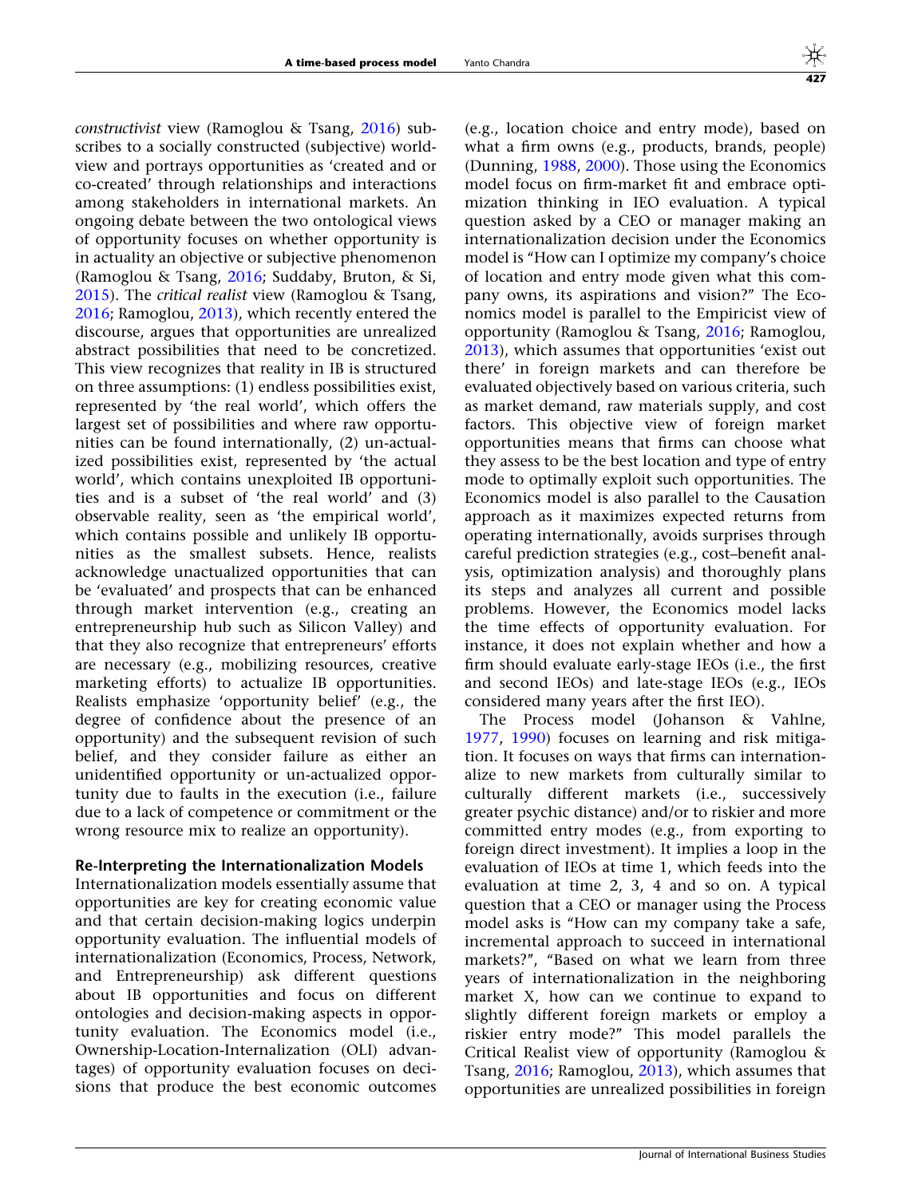*constructivist* view (Ramoglou & Tsang, 2016) subscribes to a socially constructed (subjective) worldview and portrays opportunities as 'created and or co-created' through relationships and interactions among stakeholders in international markets. An ongoing debate between the two ontological views of opportunity focuses on whether opportunity is in actuality an objective or subjective phenomenon (Ramoglou & Tsang, 2016; Suddaby, Bruton, & Si, 2015). The *critical realist* view (Ramoglou & Tsang, 2016; Ramoglou, 2013), which recently entered the discourse, argues that opportunities are unrealized abstract possibilities that need to be concretized. This view recognizes that reality in IB is structured on three assumptions: (1) endless possibilities exist, represented by 'the real world', which offers the largest set of possibilities and where raw opportunities can be found internationally, (2) un-actualized possibilities exist, represented by 'the actual world', which contains unexploited IB opportunities and is a subset of 'the real world' and (3) observable reality, seen as 'the empirical world', which contains possible and unlikely IB opportunities as the smallest subsets. Hence, realists acknowledge unactualized opportunities that can be 'evaluated' and prospects that can be enhanced through market intervention (e.g., creating an entrepreneurship hub such as Silicon Valley) and that they also recognize that entrepreneurs' efforts are necessary (e.g., mobilizing resources, creative marketing efforts) to actualize IB opportunities. Realists emphasize 'opportunity belief' (e.g., the degree of confidence about the presence of an opportunity) and the subsequent revision of such belief, and they consider failure as either an unidentified opportunity or un-actualized opportunity due to faults in the execution (i.e., failure due to a lack of competence or commitment or the wrong resource mix to realize an opportunity).

**Re-Interpreting the Internationalization Models**

Internationalization models essentially assume that opportunities are key for creating economic value and that certain decision-making logics underpin opportunity evaluation. The influential models of internationalization (Economics, Process, Network, and Entrepreneurship) ask different questions about IB opportunities and focus on different ontologies and decision-making aspects in opportunity evaluation. The Economics model (i.e., Ownership-Location-Internalization (OLI) advantages) of opportunity evaluation focuses on decisions that produce the best economic outcomes (e.g., location choice and entry mode), based on what a firm owns (e.g., products, brands, people) (Dunning, 1988, 2000). Those using the Economics model focus on firm-market fit and embrace optimization thinking in IEO evaluation. A typical question asked by a CEO or manager making an internationalization decision under the Economics model is "How can I optimize my company's choice of location and entry mode given what this company owns, its aspirations and vision?" The Economics model is parallel to the Empiricist view of opportunity (Ramoglou & Tsang, 2016; Ramoglou, 2013), which assumes that opportunities 'exist out there' in foreign markets and can therefore be evaluated objectively based on various criteria, such as market demand, raw materials supply, and cost factors. This objective view of foreign market opportunities means that firms can choose what they assess to be the best location and type of entry mode to optimally exploit such opportunities. The Economics model is also parallel to the Causation approach as it maximizes expected returns from operating internationally, avoids surprises through careful prediction strategies (e.g., cost–benefit analysis, optimization analysis) and thoroughly plans its steps and analyzes all current and possible problems. However, the Economics model lacks the time effects of opportunity evaluation. For instance, it does not explain whether and how a firm should evaluate early-stage IEOs (i.e., the first and second IEOs) and late-stage IEOs (e.g., IEOs considered many years after the first IEO).

The Process model (Johanson & Vahlne, 1977, 1990) focuses on learning and risk mitigation. It focuses on ways that firms can internationalize to new markets from culturally similar to culturally different markets (i.e., successively greater psychic distance) and/or to riskier and more committed entry modes (e.g., from exporting to foreign direct investment). It implies a loop in the evaluation of IEOs at time 1, which feeds into the evaluation at time 2, 3, 4 and so on. A typical question that a CEO or manager using the Process model asks is "How can my company take a safe, incremental approach to succeed in international markets?", "Based on what we learn from three years of internationalization in the neighboring market X, how can we continue to expand to slightly different foreign markets or employ a riskier entry mode?" This model parallels the Critical Realist view of opportunity (Ramoglou & Tsang, 2016; Ramoglou, 2013), which assumes that opportunities are unrealized possibilities in foreign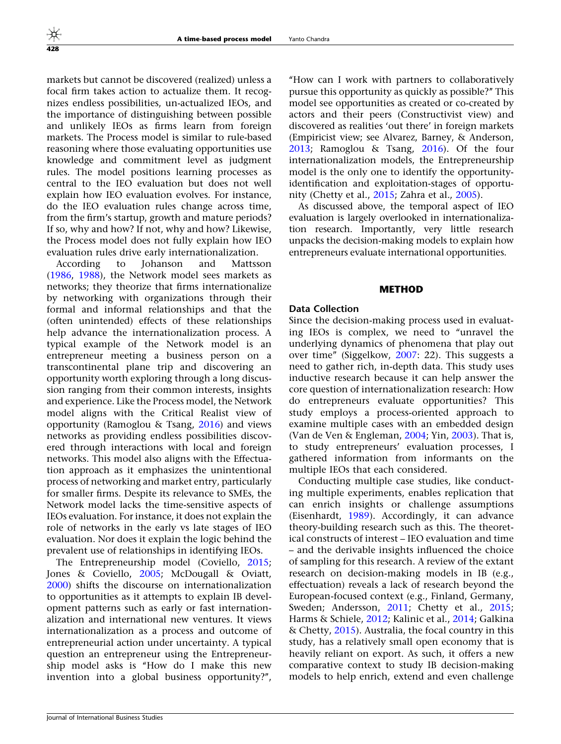markets but cannot be discovered (realized) unless a focal firm takes action to actualize them. It recognizes endless possibilities, un-actualized IEOs, and the importance of distinguishing between possible and unlikely IEOs as firms learn from foreign markets. The Process model is similar to rule-based reasoning where those evaluating opportunities use knowledge and commitment level as judgment rules. The model positions learning processes as central to the IEO evaluation but does not well explain how IEO evaluation evolves. For instance, do the IEO evaluation rules change across time, from the firm's startup, growth and mature periods? If so, why and how? If not, why and how? Likewise, the Process model does not fully explain how IEO evaluation rules drive early internationalization.

According to Johanson and Mattsson (1986, 1988), the Network model sees markets as networks; they theorize that firms internationalize by networking with organizations through their formal and informal relationships and that the (often unintended) effects of these relationships help advance the internationalization process. A typical example of the Network model is an entrepreneur meeting a business person on a transcontinental plane trip and discovering an opportunity worth exploring through a long discussion ranging from their common interests, insights and experience. Like the Process model, the Network model aligns with the Critical Realist view of opportunity (Ramoglou & Tsang, 2016) and views networks as providing endless possibilities discovered through interactions with local and foreign networks. This model also aligns with the Effectuation approach as it emphasizes the unintentional process of networking and market entry, particularly for smaller firms. Despite its relevance to SMEs, the Network model lacks the time-sensitive aspects of IEOs evaluation. For instance, it does not explain the role of networks in the early vs late stages of IEO evaluation. Nor does it explain the logic behind the prevalent use of relationships in identifying IEOs.

The Entrepreneurship model (Coviello, 2015; Jones & Coviello, 2005; McDougall & Oviatt, 2000) shifts the discourse on internationalization to opportunities as it attempts to explain IB development patterns such as early or fast internationalization and international new ventures. It views internationalization as a process and outcome of entrepreneurial action under uncertainty. A typical question an entrepreneur using the Entrepreneurship model asks is "How do I make this new invention into a global business opportunity?", "How can I work with partners to collaboratively pursue this opportunity as quickly as possible?" This model see opportunities as created or co-created by actors and their peers (Constructivist view) and discovered as realities 'out there' in foreign markets (Empiricist view; see Alvarez, Barney, & Anderson, 2013; Ramoglou & Tsang, 2016). Of the four internationalization models, the Entrepreneurship model is the only one to identify the opportunity-identification and exploitation-stages of opportunity (Chetty et al., 2015; Zahra et al., 2005).

As discussed above, the temporal aspect of IEO evaluation is largely overlooked in internationalization research. Importantly, very little research unpacks the decision-making models to explain how entrepreneurs evaluate international opportunities.

## METHOD

### Data Collection

Since the decision-making process used in evaluating IEOs is complex, we need to "unravel the underlying dynamics of phenomena that play out over time" (Siggelkow, 2007: 22). This suggests a need to gather rich, in-depth data. This study uses inductive research because it can help answer the core question of internationalization research: How do entrepreneurs evaluate opportunities? This study employs a process-oriented approach to examine multiple cases with an embedded design (Van de Ven & Engleman, 2004; Yin, 2003). That is, to study entrepreneurs' evaluation processes, I gathered information from informants on the multiple IEOs that each considered.

Conducting multiple case studies, like conducting multiple experiments, enables replication that can enrich insights or challenge assumptions (Eisenhardt, 1989). Accordingly, it can advance theory-building research such as this. The theoretical constructs of interest – IEO evaluation and time – and the derivable insights influenced the choice of sampling for this research. A review of the extant research on decision-making models in IB (e.g., effectuation) reveals a lack of research beyond the European-focused context (e.g., Finland, Germany, Sweden; Andersson, 2011; Chetty et al., 2015; Harms & Schiele, 2012; Kalinic et al., 2014; Galkina & Chetty, 2015). Australia, the focal country in this study, has a relatively small open economy that is heavily reliant on export. As such, it offers a new comparative context to study IB decision-making models to help enrich, extend and even challenge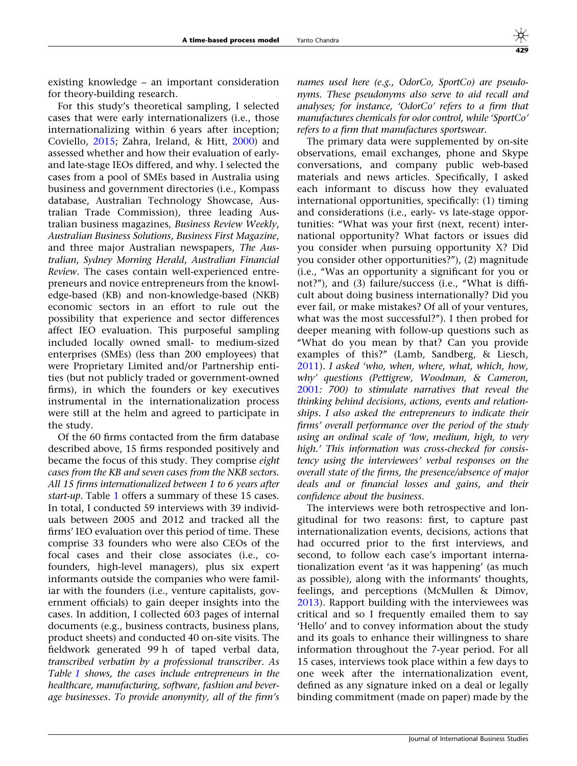existing knowledge – an important consideration for theory-building research.

For this study's theoretical sampling, I selected cases that were early internationalizers (i.e., those internationalizing within 6 years after inception; Coviello, 2015; Zahra, Ireland, & Hitt, 2000) and assessed whether and how their evaluation of early- and late-stage IEOs differed, and why. I selected the cases from a pool of SMEs based in Australia using business and government directories (i.e., Kompass database, Australian Technology Showcase, Australian Trade Commission), three leading Australian business magazines, *Business Review Weekly*, *Australian Business Solutions*, *Business First Magazine*, and three major Australian newspapers, *The Australian*, *Sydney Morning Herald*, *Australian Financial Review*. The cases contain well-experienced entrepreneurs and novice entrepreneurs from the knowledge-based (KB) and non-knowledge-based (NKB) economic sectors in an effort to rule out the possibility that experience and sector differences affect IEO evaluation. This purposeful sampling included locally owned small- to medium-sized enterprises (SMEs) (less than 200 employees) that were Proprietary Limited and/or Partnership entities (but not publicly traded or government-owned firms), in which the founders or key executives instrumental in the internationalization process were still at the helm and agreed to participate in the study.

Of the 60 firms contacted from the firm database described above, 15 firms responded positively and became the focus of this study. They comprise *eight cases from the KB and seven cases from the NKB sectors. All 15 firms internationalized between 1 to 6 years after start-up*. Table 1 offers a summary of these 15 cases. In total, I conducted 59 interviews with 39 individuals between 2005 and 2012 and tracked all the firms' IEO evaluation over this period of time. These comprise 33 founders who were also CEOs of the focal cases and their close associates (i.e., co-founders, high-level managers), plus six expert informants outside the companies who were familiar with the founders (i.e., venture capitalists, government officials) to gain deeper insights into the cases. In addition, I collected 603 pages of internal documents (e.g., business contracts, business plans, product sheets) and conducted 40 on-site visits. The fieldwork generated 99 h of taped verbal data, *transcribed verbatim by a professional transcriber. As Table 1 shows, the cases include entrepreneurs in the healthcare, manufacturing, software, fashion and beverage businesses. To provide anonymity, all of the firm's names used here (e.g., OdorCo, SportCo) are pseudonyms. These pseudonyms also serve to aid recall and analyses; for instance, 'OdorCo' refers to a firm that manufactures chemicals for odor control, while 'SportCo' refers to a firm that manufactures sportswear*.

The primary data were supplemented by on-site observations, email exchanges, phone and Skype conversations, and company public web-based materials and news articles. Specifically, I asked each informant to discuss how they evaluated international opportunities, specifically: (1) timing and considerations (i.e., early- vs late-stage opportunities: "What was your first (next, recent) international opportunity? What factors or issues did you consider when pursuing opportunity X? Did you consider other opportunities?"), (2) magnitude (i.e., "Was an opportunity a significant for you or not?"), and (3) failure/success (i.e., "What is difficult about doing business internationally? Did you ever fail, or make mistakes? Of all of your ventures, what was the most successful?"). I then probed for deeper meaning with follow-up questions such as "What do you mean by that? Can you provide examples of this?" (Lamb, Sandberg, & Liesch, 2011). *I asked 'who, when, where, what, which, how, why' questions (Pettigrew, Woodman, & Cameron, 2001: 700) to stimulate narratives that reveal the thinking behind decisions, actions, events and relationships. I also asked the entrepreneurs to indicate their firms' overall performance over the period of the study using an ordinal scale of 'low, medium, high, to very high.' This information was cross-checked for consistency using the interviewees' verbal responses on the overall state of the firms, the presence/absence of major deals and or financial losses and gains, and their confidence about the business*.

The interviews were both retrospective and longitudinal for two reasons: first, to capture past internationalization events, decisions, actions that had occurred prior to the first interviews, and second, to follow each case's important internationalization event 'as it was happening' (as much as possible), along with the informants' thoughts, feelings, and perceptions (McMullen & Dimov, 2013). Rapport building with the interviewees was critical and so I frequently emailed them to say 'Hello' and to convey information about the study and its goals to enhance their willingness to share information throughout the 7-year period. For all 15 cases, interviews took place within a few days to one week after the internationalization event, defined as any signature inked on a deal or legally binding commitment (made on paper) made by the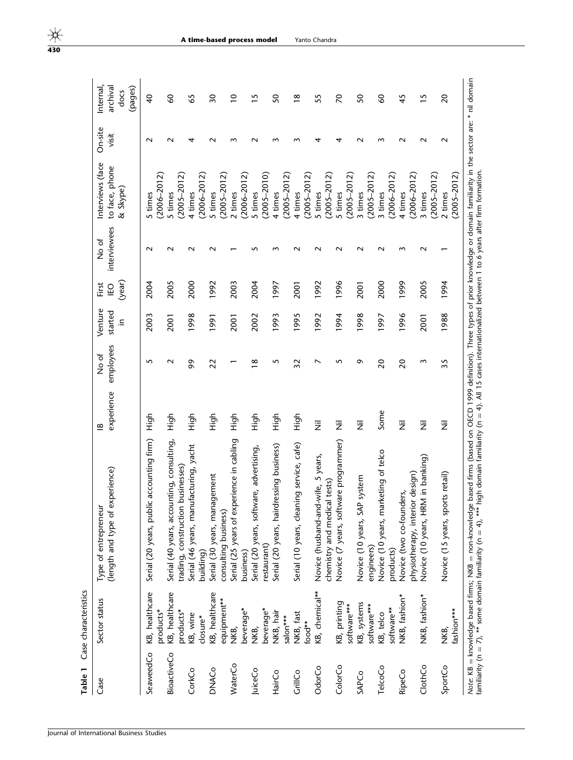**Table 1** Case characteristics

| Case | Sector status | Type of entrepreneur (length and type of experience) | IB experience | No of employees | Venture started in | First IEO (year) | No of interviewees | Interviews (face to face, phone & Skype) | On-site visit | Internal, archival docs (pages) |
|---|---|---|---|---|---|---|---|---|---|---|
| SeaweedCo | KB, healthcare products* | Serial (20 years, public accounting firm) | High | 5 | 2003 | 2004 | 2 | 5 times (2006–2012) | 2 | 40 |
| BioactiveCo | KB, healthcare products* | Serial (40 years, accounting, consulting, trading, construction businesses) | High | 2 | 2001 | 2005 | 2 | 5 times (2005–2012) | 2 | 60 |
| CorkCo | KB, wine closure* | Serial (46 years, manufacturing, yacht building) | High | 99 | 1998 | 2000 | 2 | 4 times (2006–2012) | 4 | 65 |
| DNACo | KB, healthcare equipment** | Serial (30 years, management consulting business) | High | 22 | 1991 | 1992 | 2 | 5 times (2005–2012) | 2 | 30 |
| WaterCo | NKB, beverage* | Serial (25 years of experience in cabling business) | High | 1 | 2001 | 2003 | 1 | 2 times (2006–2012) | 3 | 10 |
| JuiceCo | NKB, beverage* | Serial (20 years, software, advertising, restaurant) | High | 18 | 2002 | 2004 | 5 | 5 times (2005–2010) | 2 | 15 |
| HairCo | NKB, hair salon*** | Serial (20 years, hairdressing business) | High | 5 | 1993 | 1997 | 3 | 4 times (2005–2012) | 3 | 50 |
| GrillCo | NKB, fast food** | Serial (10 years, cleaning service, cafe) | High | 32 | 1995 | 2001 | 2 | 4 times (2005–2012) | 3 | 18 |
| OdorCo | KB, chemical** | Novice (husband-and-wife, 5 years, chemistry and medical tests) | Nil | 7 | 1992 | 1992 | 2 | 5 times (2005–2012) | 4 | 55 |
| ColorCo | KB, printing software*** | Novice (7 years, software programmer) | Nil | 5 | 1994 | 1996 | 2 | 5 times (2005–2012) | 4 | 70 |
| SAPCo | KB, systems software*** | Novice (10 years, SAP system engineers) | Nil | 9 | 1998 | 2001 | 2 | 3 times (2005–2012) | 2 | 50 |
| TelcoCo | KB, telco software** | Novice (10 years, marketing of telco products) | Some | 20 | 1997 | 2000 | 2 | 3 times (2006–2012) | 3 | 60 |
| RipeCo | NKB, fashion* | Novice (two co-founders, physiotherapy, interior design) | Nil | 20 | 1996 | 1999 | 3 | 4 times (2006–2012) | 2 | 45 |
| ClothCo | NKB, fashion* | Novice (10 years, HRM in banking) | Nil | 3 | 2001 | 2005 | 2 | 3 times (2005–2012) | 2 | 15 |
| SportCo | NKB, fashion*** | Novice (15 years, sports retail) | Nil | 35 | 1988 | 1994 | 1 | 2 times (2005–2012) | 2 | 20 |

*Note*: KB = knowledge based firms; NKB = non-knowledge based firms (based on OECD 1999 definition). Three types of prior knowledge or domain familiarity in the sector are: * nil domain familiarity (n = 7), ** some domain familiarity (n = 4), *** high domain familiarity (n = 4). All 15 cases internationalized between 1 to 6 years after firm formation.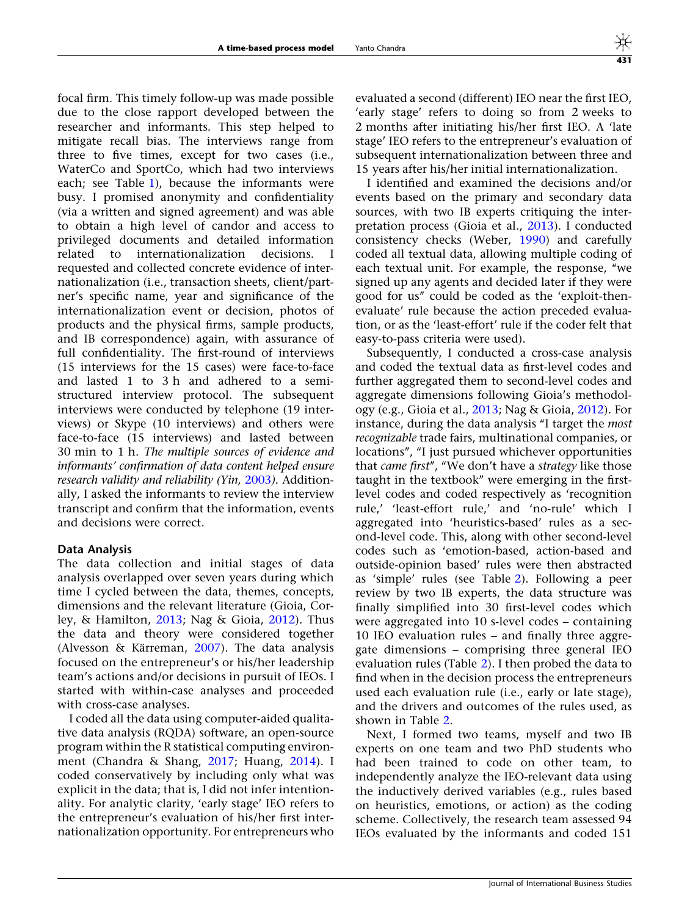focal firm. This timely follow-up was made possible due to the close rapport developed between the researcher and informants. This step helped to mitigate recall bias. The interviews range from three to five times, except for two cases (i.e., WaterCo and SportCo, which had two interviews each; see Table 1), because the informants were busy. I promised anonymity and confidentiality (via a written and signed agreement) and was able to obtain a high level of candor and access to privileged documents and detailed information related to internationalization decisions. I requested and collected concrete evidence of internationalization (i.e., transaction sheets, client/partner's specific name, year and significance of the internationalization event or decision, photos of products and the physical firms, sample products, and IB correspondence) again, with assurance of full confidentiality. The first-round of interviews (15 interviews for the 15 cases) were face-to-face and lasted 1 to 3 h and adhered to a semi-structured interview protocol. The subsequent interviews were conducted by telephone (19 interviews) or Skype (10 interviews) and others were face-to-face (15 interviews) and lasted between 30 min to 1 h. *The multiple sources of evidence and informants' confirmation of data content helped ensure research validity and reliability (Yin, 2003).* Additionally, I asked the informants to review the interview transcript and confirm that the information, events and decisions were correct.

### Data Analysis

The data collection and initial stages of data analysis overlapped over seven years during which time I cycled between the data, themes, concepts, dimensions and the relevant literature (Gioia, Corley, & Hamilton, 2013; Nag & Gioia, 2012). Thus the data and theory were considered together (Alvesson & Kärreman, 2007). The data analysis focused on the entrepreneur's or his/her leadership team's actions and/or decisions in pursuit of IEOs. I started with within-case analyses and proceeded with cross-case analyses.

I coded all the data using computer-aided qualitative data analysis (RQDA) software, an open-source program within the R statistical computing environment (Chandra & Shang, 2017; Huang, 2014). I coded conservatively by including only what was explicit in the data; that is, I did not infer intentionality. For analytic clarity, 'early stage' IEO refers to the entrepreneur's evaluation of his/her first internationalization opportunity. For entrepreneurs who evaluated a second (different) IEO near the first IEO, 'early stage' refers to doing so from 2 weeks to 2 months after initiating his/her first IEO. A 'late stage' IEO refers to the entrepreneur's evaluation of subsequent internationalization between three and 15 years after his/her initial internationalization.

I identified and examined the decisions and/or events based on the primary and secondary data sources, with two IB experts critiquing the interpretation process (Gioia et al., 2013). I conducted consistency checks (Weber, 1990) and carefully coded all textual data, allowing multiple coding of each textual unit. For example, the response, "we signed up any agents and decided later if they were good for us" could be coded as the 'exploit-then-evaluate' rule because the action preceded evaluation, or as the 'least-effort' rule if the coder felt that easy-to-pass criteria were used).

Subsequently, I conducted a cross-case analysis and coded the textual data as first-level codes and further aggregated them to second-level codes and aggregate dimensions following Gioia's methodology (e.g., Gioia et al., 2013; Nag & Gioia, 2012). For instance, during the data analysis "I target the *most recognizable* trade fairs, multinational companies, or locations", "I just pursued whichever opportunities that *came first*", "We don't have a *strategy* like those taught in the textbook" were emerging in the first-level codes and coded as respectively as 'recognition rule,' 'least-effort rule,' and 'no-rule' which I aggregated into 'heuristics-based' rules as a second-level code. This, along with other second-level codes such as 'emotion-based, action-based and outside-opinion based' rules were then abstracted as 'simple' rules (see Table 2). Following a peer review by two IB experts, the data structure was finally simplified into 30 first-level codes which were aggregated into 10 s-level codes – containing 10 IEO evaluation rules – and finally three aggregate dimensions – comprising three general IEO evaluation rules (Table 2). I then probed the data to find when in the decision process the entrepreneurs used each evaluation rule (i.e., early or late stage), and the drivers and outcomes of the rules used, as shown in Table 2.

Next, I formed two teams, myself and two IB experts on one team and two PhD students who had been trained to code on other team, to independently analyze the IEO-relevant data using the inductively derived variables (e.g., rules based on heuristics, emotions, or action) as the coding scheme. Collectively, the research team assessed 94 IEOs evaluated by the informants and coded 151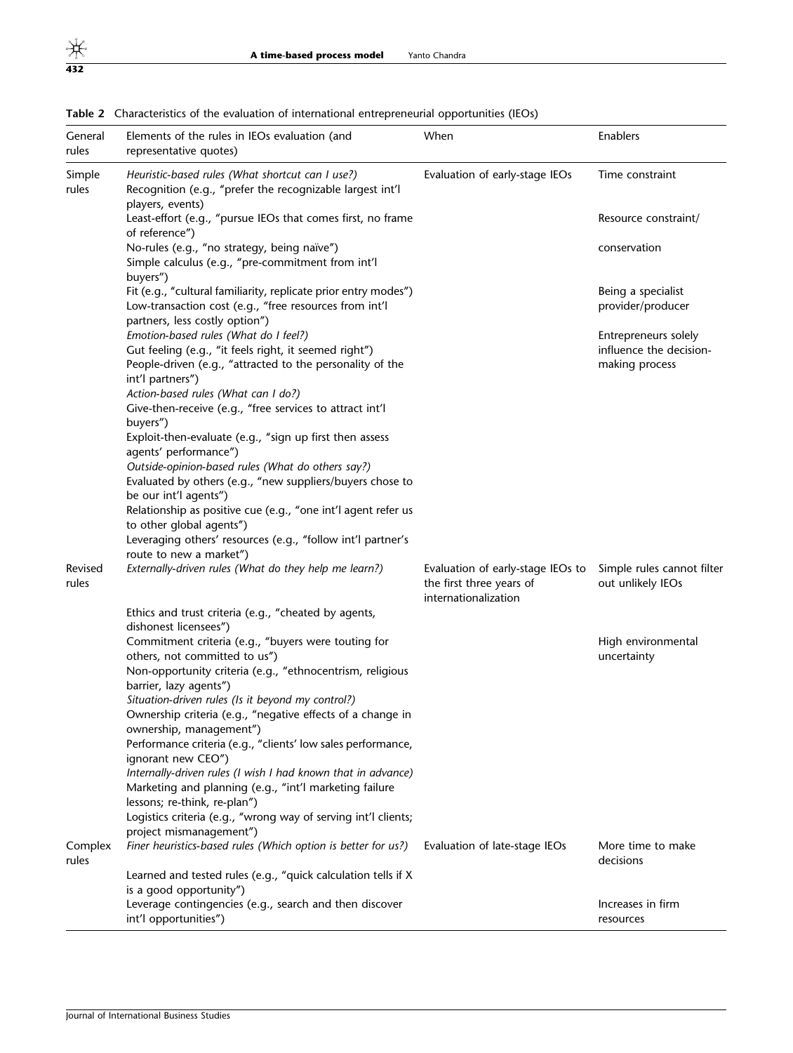**Table 2** Characteristics of the evaluation of international entrepreneurial opportunities (IEOs)

| General rules | Elements of the rules in IEOs evaluation (and representative quotes) | When | Enablers |
|---|---|---|---|
| Simple rules | *Heuristic-based rules (What shortcut can I use?)* | Evaluation of early-stage IEOs | Time constraint |
| | Recognition (e.g., "prefer the recognizable largest int'l players, events) | | |
| | Least-effort (e.g., "pursue IEOs that comes first, no frame of reference") | | Resource constraint/ |
| | No-rules (e.g., "no strategy, being naïve") | | conservation |
| | Simple calculus (e.g., "pre-commitment from int'l buyers") | | |
| | Fit (e.g., "cultural familiarity, replicate prior entry modes") | | Being a specialist provider/producer |
| | Low-transaction cost (e.g., "free resources from int'l partners, less costly option") | | |
| | *Emotion-based rules (What do I feel?)* | | Entrepreneurs solely influence the decision-making process |
| | Gut feeling (e.g., "it feels right, it seemed right") | | |
| | People-driven (e.g., "attracted to the personality of the int'l partners") | | |
| | *Action-based rules (What can I do?)* | | |
| | Give-then-receive (e.g., "free services to attract int'l buyers") | | |
| | Exploit-then-evaluate (e.g., "sign up first then assess agents' performance") | | |
| | *Outside-opinion-based rules (What do others say?)* | | |
| | Evaluated by others (e.g., "new suppliers/buyers chose to be our int'l agents") | | |
| | Relationship as positive cue (e.g., "one int'l agent refer us to other global agents") | | |
| | Leveraging others' resources (e.g., "follow int'l partner's route to new a market") | | |
| Revised rules | *Externally-driven rules (What do they help me learn?)* | Evaluation of early-stage IEOs to the first three years of internationalization | Simple rules cannot filter out unlikely IEOs |
| | Ethics and trust criteria (e.g., "cheated by agents, dishonest licensees") | | |
| | Commitment criteria (e.g., "buyers were touting for others, not committed to us") | | High environmental uncertainty |
| | Non-opportunity criteria (e.g., "ethnocentrism, religious barrier, lazy agents") | | |
| | *Situation-driven rules (Is it beyond my control?)* | | |
| | Ownership criteria (e.g., "negative effects of a change in ownership, management") | | |
| | Performance criteria (e.g., "clients' low sales performance, ignorant new CEO") | | |
| | *Internally-driven rules (I wish I had known that in advance)* | | |
| | Marketing and planning (e.g., "int'l marketing failure lessons; re-think, re-plan") | | |
| | Logistics criteria (e.g., "wrong way of serving int'l clients; project mismanagement") | | |
| Complex rules | *Finer heuristics-based rules (Which option is better for us?)* | Evaluation of late-stage IEOs | More time to make decisions |
| | Learned and tested rules (e.g., "quick calculation tells if X is a good opportunity") | | |
| | Leverage contingencies (e.g., search and then discover int'l opportunities") | | Increases in firm resources |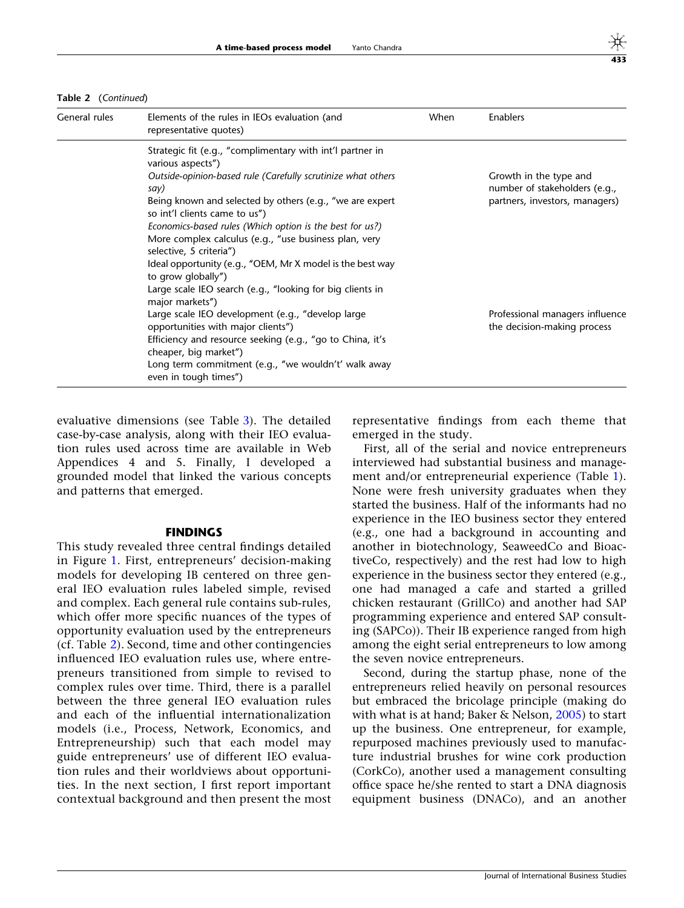**Table 2** (*Continued*)

| General rules | Elements of the rules in IEOs evaluation (and representative quotes) | When | Enablers |
|---|---|---|---|
| | Strategic fit (e.g., "complimentary with int'l partner in various aspects") | | |
| | *Outside-opinion-based rule (Carefully scrutinize what others say)* | | Growth in the type and number of stakeholders (e.g., partners, investors, managers) |
| | Being known and selected by others (e.g., "we are expert so int'l clients came to us") | | |
| | *Economics-based rules (Which option is the best for us?)* | | |
| | More complex calculus (e.g., "use business plan, very selective, 5 criteria") | | |
| | Ideal opportunity (e.g., "OEM, Mr X model is the best way to grow globally") | | |
| | Large scale IEO search (e.g., "looking for big clients in major markets") | | |
| | Large scale IEO development (e.g., "develop large opportunities with major clients") | | Professional managers influence the decision-making process |
| | Efficiency and resource seeking (e.g., "go to China, it's cheaper, big market") | | |
| | Long term commitment (e.g., "we wouldn't' walk away even in tough times") | | |

evaluative dimensions (see Table 3). The detailed case-by-case analysis, along with their IEO evaluation rules used across time are available in Web Appendices 4 and 5. Finally, I developed a grounded model that linked the various concepts and patterns that emerged.

## FINDINGS

This study revealed three central findings detailed in Figure 1. First, entrepreneurs' decision-making models for developing IB centered on three general IEO evaluation rules labeled simple, revised and complex. Each general rule contains sub-rules, which offer more specific nuances of the types of opportunity evaluation used by the entrepreneurs (cf. Table 2). Second, time and other contingencies influenced IEO evaluation rules use, where entrepreneurs transitioned from simple to revised to complex rules over time. Third, there is a parallel between the three general IEO evaluation rules and each of the influential internationalization models (i.e., Process, Network, Economics, and Entrepreneurship) such that each model may guide entrepreneurs' use of different IEO evaluation rules and their worldviews about opportunities. In the next section, I first report important contextual background and then present the most representative findings from each theme that emerged in the study.

First, all of the serial and novice entrepreneurs interviewed had substantial business and management and/or entrepreneurial experience (Table 1). None were fresh university graduates when they started the business. Half of the informants had no experience in the IEO business sector they entered (e.g., one had a background in accounting and another in biotechnology, SeaweedCo and BioactiveCo, respectively) and the rest had low to high experience in the business sector they entered (e.g., one had managed a cafe and started a grilled chicken restaurant (GrillCo) and another had SAP programming experience and entered SAP consulting (SAPCo)). Their IB experience ranged from high among the eight serial entrepreneurs to low among the seven novice entrepreneurs.

Second, during the startup phase, none of the entrepreneurs relied heavily on personal resources but embraced the bricolage principle (making do with what is at hand; Baker & Nelson, 2005) to start up the business. One entrepreneur, for example, repurposed machines previously used to manufacture industrial brushes for wine cork production (CorkCo), another used a management consulting office space he/she rented to start a DNA diagnosis equipment business (DNACo), and an another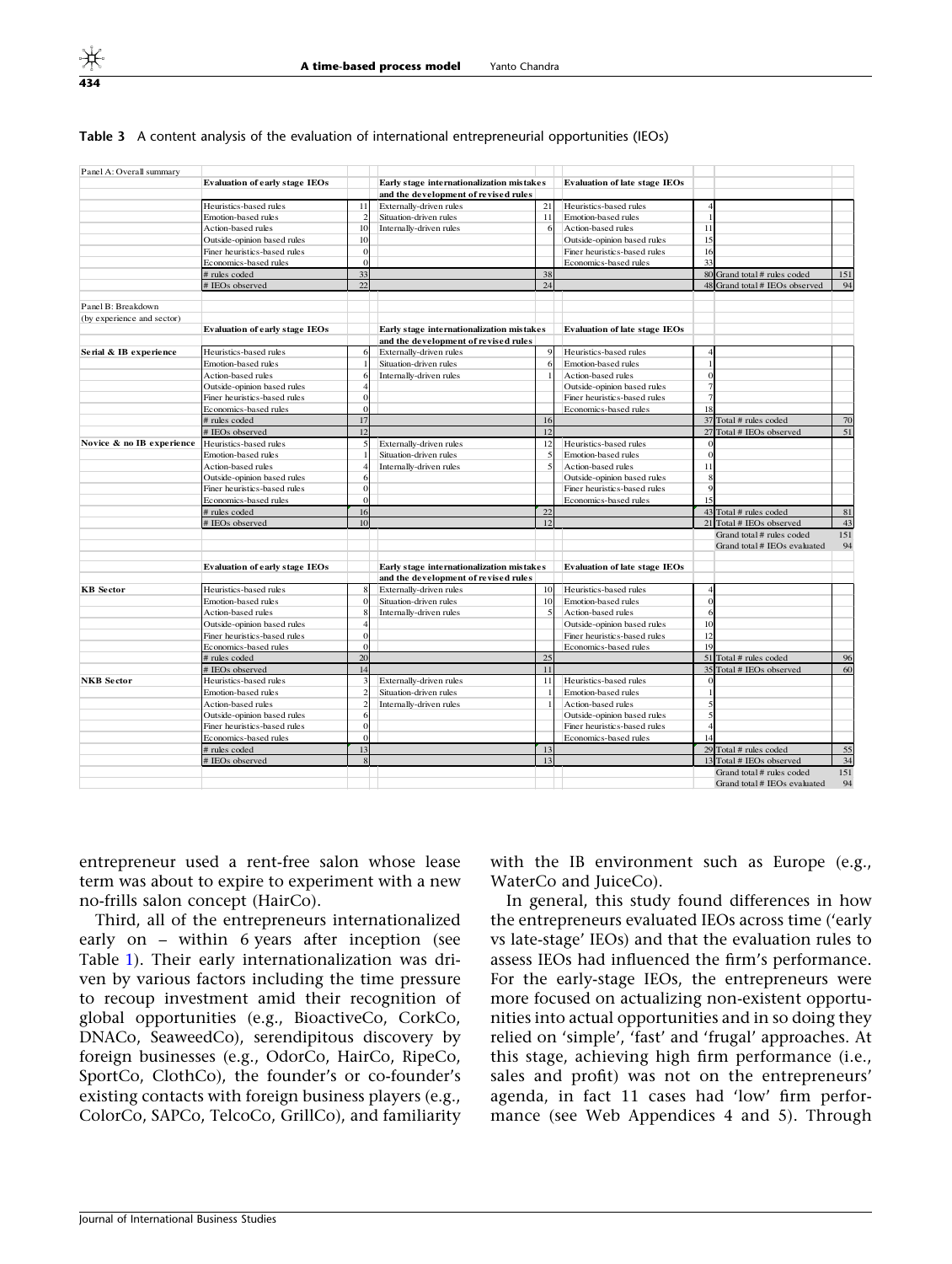**Table 3** A content analysis of the evaluation of international entrepreneurial opportunities (IEOs)

| Panel A: Overall summary | | | | | | | | |
|---|---|---|---|---|---|---|---|---|
| | **Evaluation of early stage IEOs** | | **Early stage internationalization mistakes and the development of revised rules** | | **Evaluation of late stage IEOs** | | | |
| | Heuristics-based rules | 11 | Externally-driven rules | 21 | Heuristics-based rules | 4 | | |
| | Emotion-based rules | 2 | Situation-driven rules | 11 | Emotion-based rules | 1 | | |
| | Action-based rules | 10 | Internally-driven rules | 6 | Action-based rules | 11 | | |
| | Outside-opinion based rules | 10 | | | Outside-opinion based rules | 15 | | |
| | Finer heuristics-based rules | 0 | | | Finer heuristics-based rules | 16 | | |
| | Economics-based rules | 0 | | | Economics-based rules | 33 | | |
| | # rules coded | 33 | | 38 | | 80 | Grand total # rules coded | 151 |
| | # IEOs observed | 22 | | 24 | | 48 | Grand total # IEOs observed | 94 |
| Panel B: Breakdown (by experience and sector) | | | | | | | | |
| | **Evaluation of early stage IEOs** | | **Early stage internationalization mistakes and the development of revised rules** | | **Evaluation of late stage IEOs** | | | |
| **Serial & IB experience** | Heuristics-based rules | 6 | Externally-driven rules | 9 | Heuristics-based rules | 4 | | |
| | Emotion-based rules | 1 | Situation-driven rules | 6 | Emotion-based rules | 1 | | |
| | Action-based rules | 6 | Internally-driven rules | 1 | Action-based rules | 0 | | |
| | Outside-opinion based rules | 4 | | | Outside-opinion based rules | 7 | | |
| | Finer heuristics-based rules | 0 | | | Finer heuristics-based rules | 7 | | |
| | Economics-based rules | 0 | | | Economics-based rules | 18 | | |
| | # rules coded | 17 | | 16 | | 37 | Total # rules coded | 70 |
| | # IEOs observed | 12 | | 12 | | 27 | Total # IEOs observed | 51 |
| **Novice & no IB experience** | Heuristics-based rules | 5 | Externally-driven rules | 12 | Heuristics-based rules | 0 | | |
| | Emotion-based rules | 1 | Situation-driven rules | 5 | Emotion-based rules | 0 | | |
| | Action-based rules | 4 | Internally-driven rules | 5 | Action-based rules | 11 | | |
| | Outside-opinion based rules | 6 | | | Outside-opinion based rules | 8 | | |
| | Finer heuristics-based rules | 0 | | | Finer heuristics-based rules | 9 | | |
| | Economics-based rules | 0 | | | Economics-based rules | 15 | | |
| | # rules coded | 16 | | 22 | | 43 | Total # rules coded | 81 |
| | # IEOs observed | 10 | | 12 | | 21 | Total # IEOs observed | 43 |
| | | | | | | | Grand total # rules coded | 151 |
| | | | | | | | Grand total # IEOs evaluated | 94 |
| | **Evaluation of early stage IEOs** | | **Early stage internationalization mistakes and the development of revised rules** | | **Evaluation of late stage IEOs** | | | |
| **KB Sector** | Heuristics-based rules | 8 | Externally-driven rules | 10 | Heuristics-based rules | 4 | | |
| | Emotion-based rules | 0 | Situation-driven rules | 10 | Emotion-based rules | 0 | | |
| | Action-based rules | 8 | Internally-driven rules | 5 | Action-based rules | 6 | | |
| | Outside-opinion based rules | 4 | | | Outside-opinion based rules | 10 | | |
| | Finer heuristics-based rules | 0 | | | Finer heuristics-based rules | 12 | | |
| | Economics-based rules | 0 | | | Economics-based rules | 19 | | |
| | # rules coded | 20 | | 25 | | 51 | Total # rules coded | 96 |
| | # IEOs observed | 14 | | 11 | | 35 | Total # IEOs observed | 60 |
| **NKB Sector** | Heuristics-based rules | 3 | Externally-driven rules | 11 | Heuristics-based rules | 0 | | |
| | Emotion-based rules | 2 | Situation-driven rules | 1 | Emotion-based rules | 1 | | |
| | Action-based rules | 2 | Internally-driven rules | 1 | Action-based rules | 5 | | |
| | Outside-opinion based rules | 6 | | | Outside-opinion based rules | 5 | | |
| | Finer heuristics-based rules | 0 | | | Finer heuristics-based rules | 4 | | |
| | Economics-based rules | 0 | | | Economics-based rules | 14 | | |
| | # rules coded | 13 | | 13 | | 29 | Total # rules coded | 55 |
| | # IEOs observed | 8 | | 13 | | 13 | Total # IEOs observed | 34 |
| | | | | | | | Grand total # rules coded | 151 |
| | | | | | | | Grand total # IEOs evaluated | 94 |

entrepreneur used a rent-free salon whose lease term was about to expire to experiment with a new no-frills salon concept (HairCo).

Third, all of the entrepreneurs internationalized early on – within 6 years after inception (see Table 1). Their early internationalization was driven by various factors including the time pressure to recoup investment amid their recognition of global opportunities (e.g., BioactiveCo, CorkCo, DNACo, SeaweedCo), serendipitous discovery by foreign businesses (e.g., OdorCo, HairCo, RipeCo, SportCo, ClothCo), the founder's or co-founder's existing contacts with foreign business players (e.g., ColorCo, SAPCo, TelcoCo, GrillCo), and familiarity with the IB environment such as Europe (e.g., WaterCo and JuiceCo).

In general, this study found differences in how the entrepreneurs evaluated IEOs across time ('early vs late-stage' IEOs) and that the evaluation rules to assess IEOs had influenced the firm's performance. For the early-stage IEOs, the entrepreneurs were more focused on actualizing non-existent opportunities into actual opportunities and in so doing they relied on 'simple', 'fast' and 'frugal' approaches. At this stage, achieving high firm performance (i.e., sales and profit) was not on the entrepreneurs' agenda, in fact 11 cases had 'low' firm performance (see Web Appendices 4 and 5). Through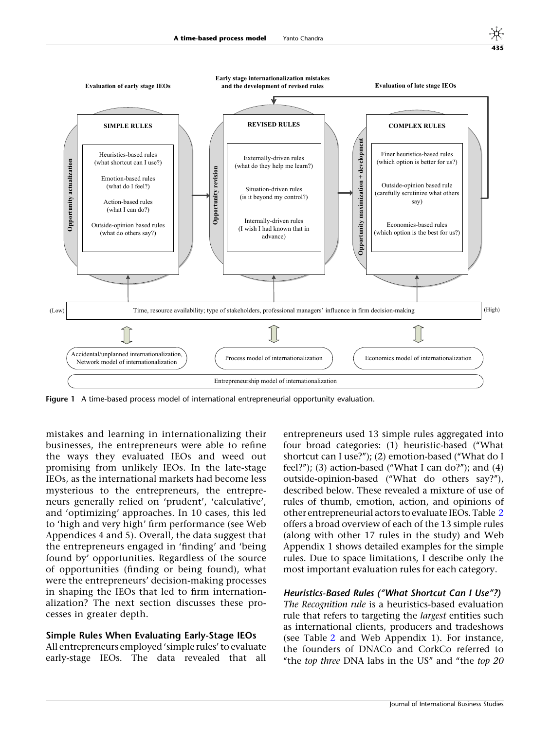Figure 1 A time-based process model of international entrepreneurial opportunity evaluation.

mistakes and learning in internationalizing their businesses, the entrepreneurs were able to refine the ways they evaluated IEOs and weed out promising from unlikely IEOs. In the late-stage IEOs, as the international markets had become less mysterious to the entrepreneurs, the entrepreneurs generally relied on 'prudent', 'calculative', and 'optimizing' approaches. In 10 cases, this led to 'high and very high' firm performance (see Web Appendices 4 and 5). Overall, the data suggest that the entrepreneurs engaged in 'finding' and 'being found by' opportunities. Regardless of the source of opportunities (finding or being found), what were the entrepreneurs' decision-making processes in shaping the IEOs that led to firm internationalization? The next section discusses these processes in greater depth.

## Simple Rules When Evaluating Early-Stage IEOs

All entrepreneurs employed 'simple rules' to evaluate early-stage IEOs. The data revealed that all entrepreneurs used 13 simple rules aggregated into four broad categories: (1) heuristic-based ("What shortcut can I use?"); (2) emotion-based ("What do I feel?"); (3) action-based ("What I can do?"); and (4) outside-opinion-based ("What do others say?"), described below. These revealed a mixture of use of rules of thumb, emotion, action, and opinions of other entrepreneurial actors to evaluate IEOs. Table 2 offers a broad overview of each of the 13 simple rules (along with other 17 rules in the study) and Web Appendix 1 shows detailed examples for the simple rules. Due to space limitations, I describe only the most important evaluation rules for each category.

### *Heuristics-Based Rules ("What Shortcut Can I Use"?)*

*The Recognition rule* is a heuristics-based evaluation rule that refers to targeting the *largest* entities such as international clients, producers and tradeshows (see Table 2 and Web Appendix 1). For instance, the founders of DNACo and CorkCo referred to "the *top three* DNA labs in the US" and "the *top 20*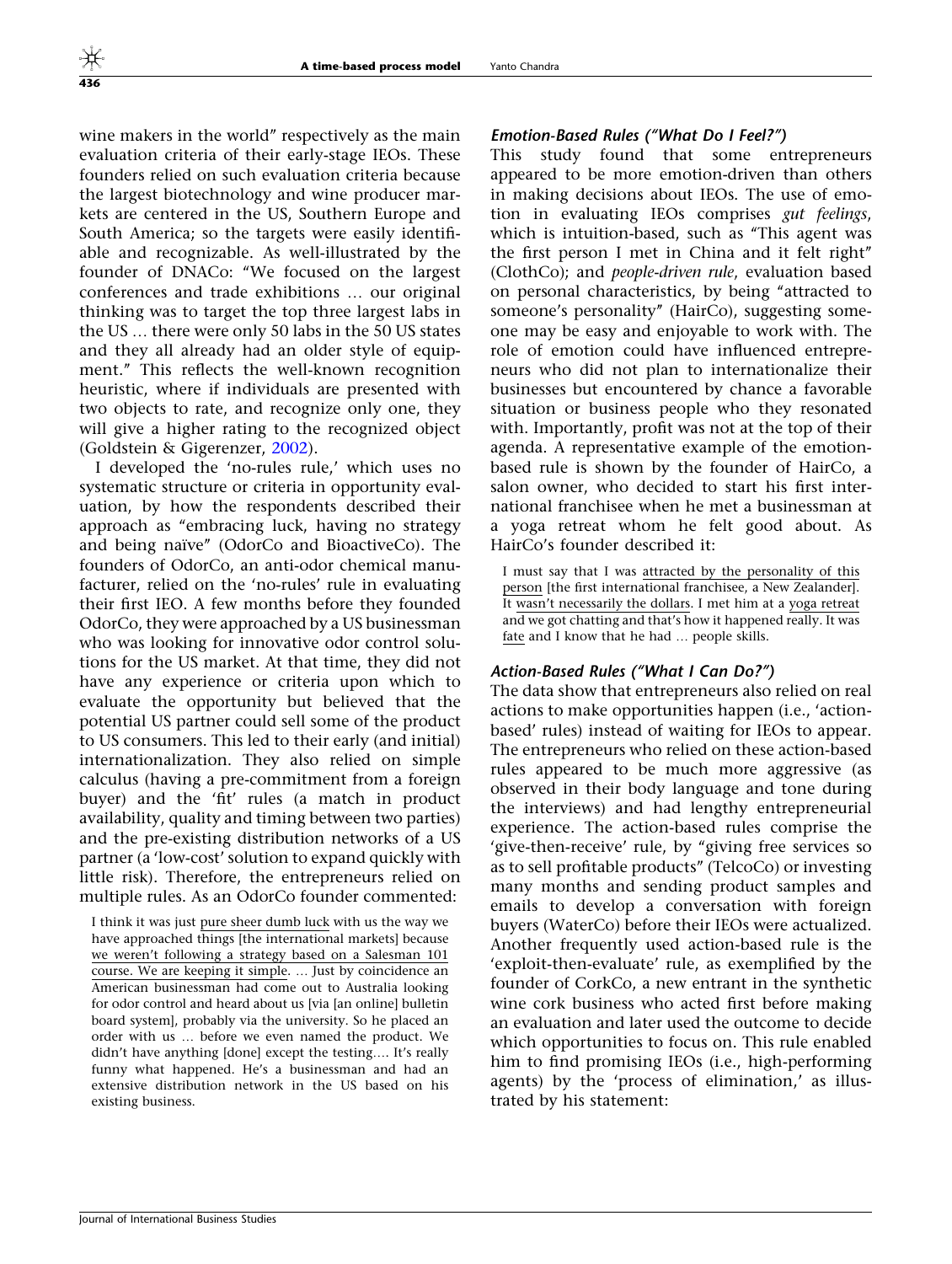wine makers in the world" respectively as the main evaluation criteria of their early-stage IEOs. These founders relied on such evaluation criteria because the largest biotechnology and wine producer markets are centered in the US, Southern Europe and South America; so the targets were easily identifiable and recognizable. As well-illustrated by the founder of DNACo: "We focused on the largest conferences and trade exhibitions … our original thinking was to target the top three largest labs in the US … there were only 50 labs in the 50 US states and they all already had an older style of equipment." This reflects the well-known recognition heuristic, where if individuals are presented with two objects to rate, and recognize only one, they will give a higher rating to the recognized object (Goldstein & Gigerenzer, 2002).

I developed the 'no-rules rule,' which uses no systematic structure or criteria in opportunity evaluation, by how the respondents described their approach as "embracing luck, having no strategy and being naïve" (OdorCo and BioactiveCo). The founders of OdorCo, an anti-odor chemical manufacturer, relied on the 'no-rules' rule in evaluating their first IEO. A few months before they founded OdorCo, they were approached by a US businessman who was looking for innovative odor control solutions for the US market. At that time, they did not have any experience or criteria upon which to evaluate the opportunity but believed that the potential US partner could sell some of the product to US consumers. This led to their early (and initial) internationalization. They also relied on simple calculus (having a pre-commitment from a foreign buyer) and the 'fit' rules (a match in product availability, quality and timing between two parties) and the pre-existing distribution networks of a US partner (a 'low-cost' solution to expand quickly with little risk). Therefore, the entrepreneurs relied on multiple rules. As an OdorCo founder commented:

> I think it was just pure sheer dumb luck with us the way we have approached things [the international markets] because we weren't following a strategy based on a Salesman 101 course. We are keeping it simple. … Just by coincidence an American businessman had come out to Australia looking for odor control and heard about us [via [an online] bulletin board system], probably via the university. So he placed an order with us … before we even named the product. We didn't have anything [done] except the testing…. It's really funny what happened. He's a businessman and had an extensive distribution network in the US based on his existing business.

### Emotion-Based Rules ("What Do I Feel?")

This study found that some entrepreneurs appeared to be more emotion-driven than others in making decisions about IEOs. The use of emotion in evaluating IEOs comprises *gut feelings*, which is intuition-based, such as "This agent was the first person I met in China and it felt right" (ClothCo); and *people-driven rule*, evaluation based on personal characteristics, by being "attracted to someone's personality" (HairCo), suggesting someone may be easy and enjoyable to work with. The role of emotion could have influenced entrepreneurs who did not plan to internationalize their businesses but encountered by chance a favorable situation or business people who they resonated with. Importantly, profit was not at the top of their agenda. A representative example of the emotion-based rule is shown by the founder of HairCo, a salon owner, who decided to start his first international franchisee when he met a businessman at a yoga retreat whom he felt good about. As HairCo's founder described it:

> I must say that I was attracted by the personality of this person [the first international franchisee, a New Zealander]. It wasn't necessarily the dollars. I met him at a yoga retreat and we got chatting and that's how it happened really. It was fate and I know that he had … people skills.

### Action-Based Rules ("What I Can Do?")

The data show that entrepreneurs also relied on real actions to make opportunities happen (i.e., 'action-based' rules) instead of waiting for IEOs to appear. The entrepreneurs who relied on these action-based rules appeared to be much more aggressive (as observed in their body language and tone during the interviews) and had lengthy entrepreneurial experience. The action-based rules comprise the 'give-then-receive' rule, by "giving free services so as to sell profitable products" (TelcoCo) or investing many months and sending product samples and emails to develop a conversation with foreign buyers (WaterCo) before their IEOs were actualized. Another frequently used action-based rule is the 'exploit-then-evaluate' rule, as exemplified by the founder of CorkCo, a new entrant in the synthetic wine cork business who acted first before making an evaluation and later used the outcome to decide which opportunities to focus on. This rule enabled him to find promising IEOs (i.e., high-performing agents) by the 'process of elimination,' as illustrated by his statement: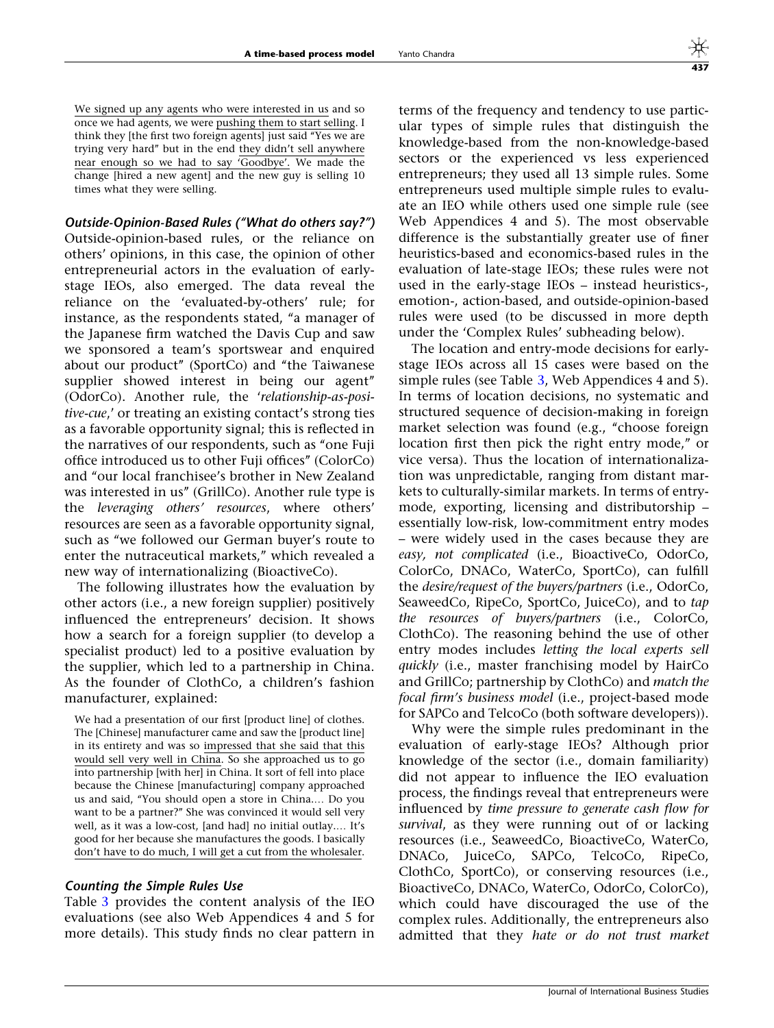We signed up any agents who were interested in us and so once we had agents, we were pushing them to start selling. I think they [the first two foreign agents] just said "Yes we are trying very hard" but in the end they didn't sell anywhere near enough so we had to say 'Goodbye'. We made the change [hired a new agent] and the new guy is selling 10 times what they were selling.

### Outside-Opinion-Based Rules ("What do others say?")

Outside-opinion-based rules, or the reliance on others' opinions, in this case, the opinion of other entrepreneurial actors in the evaluation of early-stage IEOs, also emerged. The data reveal the reliance on the 'evaluated-by-others' rule; for instance, as the respondents stated, "a manager of the Japanese firm watched the Davis Cup and saw we sponsored a team's sportswear and enquired about our product" (SportCo) and "the Taiwanese supplier showed interest in being our agent" (OdorCo). Another rule, the '*relationship-as-positive-cue*,' or treating an existing contact's strong ties as a favorable opportunity signal; this is reflected in the narratives of our respondents, such as "one Fuji office introduced us to other Fuji offices" (ColorCo) and "our local franchisee's brother in New Zealand was interested in us" (GrillCo). Another rule type is the *leveraging others' resources*, where others' resources are seen as a favorable opportunity signal, such as "we followed our German buyer's route to enter the nutraceutical markets," which revealed a new way of internationalizing (BioactiveCo).

The following illustrates how the evaluation by other actors (i.e., a new foreign supplier) positively influenced the entrepreneurs' decision. It shows how a search for a foreign supplier (to develop a specialist product) led to a positive evaluation by the supplier, which led to a partnership in China. As the founder of ClothCo, a children's fashion manufacturer, explained:

We had a presentation of our first [product line] of clothes. The [Chinese] manufacturer came and saw the [product line] in its entirety and was so impressed that she said that this would sell very well in China. So she approached us to go into partnership [with her] in China. It sort of fell into place because the Chinese [manufacturing] company approached us and said, "You should open a store in China.... Do you want to be a partner?" She was convinced it would sell very well, as it was a low-cost, [and had] no initial outlay.... It's good for her because she manufactures the goods. I basically don't have to do much, I will get a cut from the wholesaler.

### Counting the Simple Rules Use

Table 3 provides the content analysis of the IEO evaluations (see also Web Appendices 4 and 5 for more details). This study finds no clear pattern in terms of the frequency and tendency to use particular types of simple rules that distinguish the knowledge-based from the non-knowledge-based sectors or the experienced vs less experienced entrepreneurs; they used all 13 simple rules. Some entrepreneurs used multiple simple rules to evaluate an IEO while others used one simple rule (see Web Appendices 4 and 5). The most observable difference is the substantially greater use of finer heuristics-based and economics-based rules in the evaluation of late-stage IEOs; these rules were not used in the early-stage IEOs – instead heuristics-, emotion-, action-based, and outside-opinion-based rules were used (to be discussed in more depth under the 'Complex Rules' subheading below).

The location and entry-mode decisions for early-stage IEOs across all 15 cases were based on the simple rules (see Table 3, Web Appendices 4 and 5). In terms of location decisions, no systematic and structured sequence of decision-making in foreign market selection was found (e.g., "choose foreign location first then pick the right entry mode," or vice versa). Thus the location of internationalization was unpredictable, ranging from distant markets to culturally-similar markets. In terms of entry-mode, exporting, licensing and distributorship – essentially low-risk, low-commitment entry modes – were widely used in the cases because they are *easy, not complicated* (i.e., BioactiveCo, OdorCo, ColorCo, DNACo, WaterCo, SportCo), can fulfill the *desire/request of the buyers/partners* (i.e., OdorCo, SeaweedCo, RipeCo, SportCo, JuiceCo), and to *tap the resources of buyers/partners* (i.e., ColorCo, ClothCo). The reasoning behind the use of other entry modes includes *letting the local experts sell quickly* (i.e., master franchising model by HairCo and GrillCo; partnership by ClothCo) and *match the focal firm's business model* (i.e., project-based mode for SAPCo and TelcoCo (both software developers)).

Why were the simple rules predominant in the evaluation of early-stage IEOs? Although prior knowledge of the sector (i.e., domain familiarity) did not appear to influence the IEO evaluation process, the findings reveal that entrepreneurs were influenced by *time pressure to generate cash flow for survival*, as they were running out of or lacking resources (i.e., SeaweedCo, BioactiveCo, WaterCo, DNACo, JuiceCo, SAPCo, TelcoCo, RipeCo, ClothCo, SportCo), or conserving resources (i.e., BioactiveCo, DNACo, WaterCo, OdorCo, ColorCo), which could have discouraged the use of the complex rules. Additionally, the entrepreneurs also admitted that they *hate or do not trust market*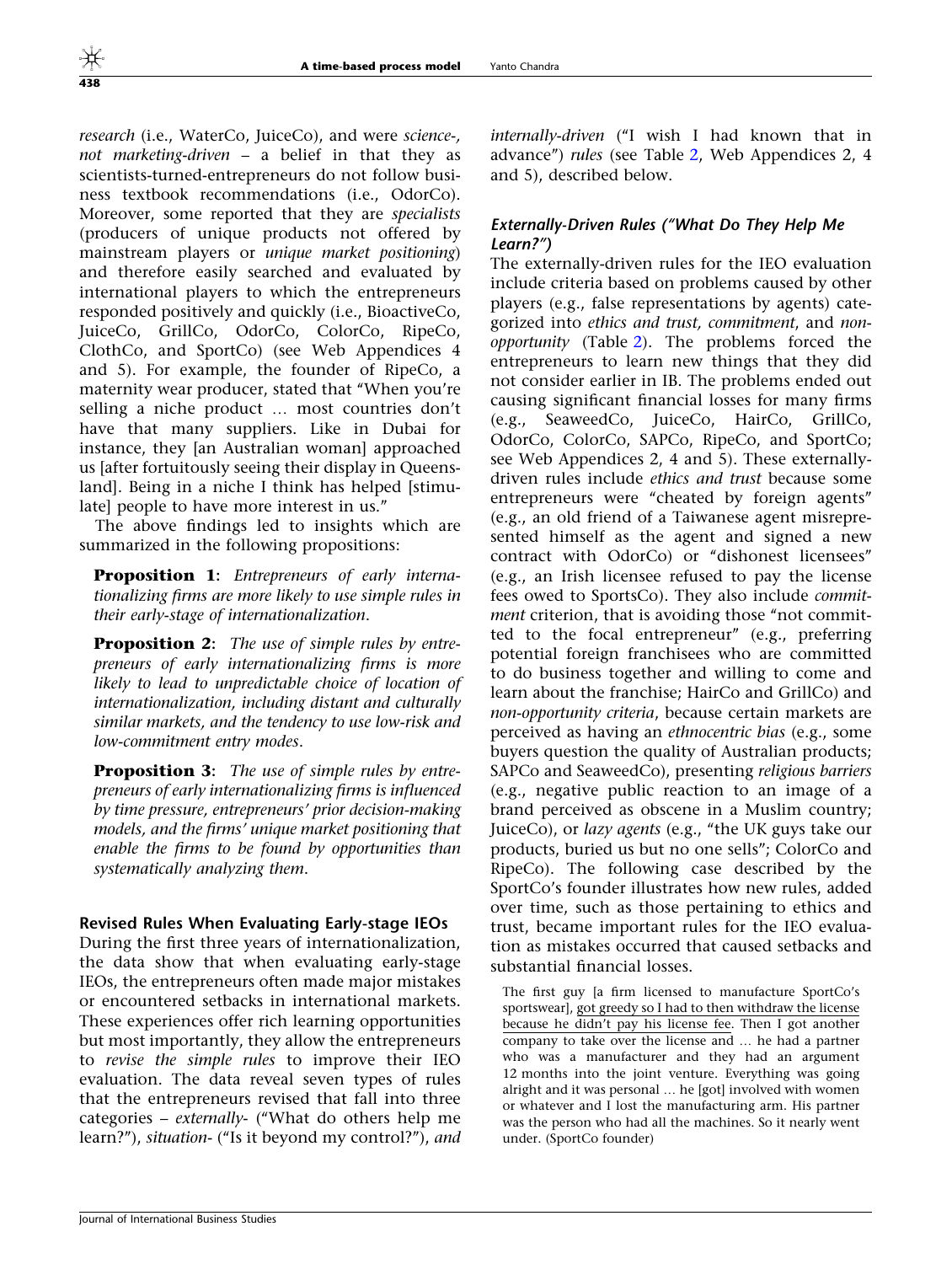*research* (i.e., WaterCo, JuiceCo), and were *science-, not marketing-driven* – a belief in that they as scientists-turned-entrepreneurs do not follow business textbook recommendations (i.e., OdorCo). Moreover, some reported that they are *specialists* (producers of unique products not offered by mainstream players or *unique market positioning*) and therefore easily searched and evaluated by international players to which the entrepreneurs responded positively and quickly (i.e., BioactiveCo, JuiceCo, GrillCo, OdorCo, ColorCo, RipeCo, ClothCo, and SportCo) (see Web Appendices 4 and 5). For example, the founder of RipeCo, a maternity wear producer, stated that "When you're selling a niche product … most countries don't have that many suppliers. Like in Dubai for instance, they [an Australian woman] approached us [after fortuitously seeing their display in Queensland]. Being in a niche I think has helped [stimulate] people to have more interest in us."

The above findings led to insights which are summarized in the following propositions:

> **Proposition 1**: *Entrepreneurs of early internationalizing firms are more likely to use simple rules in their early-stage of internationalization.*

> **Proposition 2**: *The use of simple rules by entrepreneurs of early internationalizing firms is more likely to lead to unpredictable choice of location of internationalization, including distant and culturally similar markets, and the tendency to use low-risk and low-commitment entry modes.*

> **Proposition 3**: *The use of simple rules by entrepreneurs of early internationalizing firms is influenced by time pressure, entrepreneurs' prior decision-making models, and the firms' unique market positioning that enable the firms to be found by opportunities than systematically analyzing them.*

### Revised Rules When Evaluating Early-stage IEOs

During the first three years of internationalization, the data show that when evaluating early-stage IEOs, the entrepreneurs often made major mistakes or encountered setbacks in international markets. These experiences offer rich learning opportunities but most importantly, they allow the entrepreneurs to *revise the simple rules* to improve their IEO evaluation. The data reveal seven types of rules that the entrepreneurs revised that fall into three categories – *externally-* ("What do others help me learn?"), *situation-* ("Is it beyond my control?"), *and internally-driven* ("I wish I had known that in advance") *rules* (see Table 2, Web Appendices 2, 4 and 5), described below.

#### *Externally-Driven Rules ("What Do They Help Me Learn?")*

The externally-driven rules for the IEO evaluation include criteria based on problems caused by other players (e.g., false representations by agents) categorized into *ethics and trust, commitment*, and *non-opportunity* (Table 2). The problems forced the entrepreneurs to learn new things that they did not consider earlier in IB. The problems ended out causing significant financial losses for many firms (e.g., SeaweedCo, JuiceCo, HairCo, GrillCo, OdorCo, ColorCo, SAPCo, RipeCo, and SportCo; see Web Appendices 2, 4 and 5). These externally-driven rules include *ethics and trust* because some entrepreneurs were "cheated by foreign agents" (e.g., an old friend of a Taiwanese agent misrepresented himself as the agent and signed a new contract with OdorCo) or "dishonest licensees" (e.g., an Irish licensee refused to pay the license fees owed to SportsCo). They also include *commitment* criterion, that is avoiding those "not committed to the focal entrepreneur" (e.g., preferring potential foreign franchisees who are committed to do business together and willing to come and learn about the franchise; HairCo and GrillCo) and *non-opportunity criteria*, because certain markets are perceived as having an *ethnocentric bias* (e.g., some buyers question the quality of Australian products; SAPCo and SeaweedCo), presenting *religious barriers* (e.g., negative public reaction to an image of a brand perceived as obscene in a Muslim country; JuiceCo), or *lazy agents* (e.g., "the UK guys take our products, buried us but no one sells"; ColorCo and RipeCo). The following case described by the SportCo's founder illustrates how new rules, added over time, such as those pertaining to ethics and trust, became important rules for the IEO evaluation as mistakes occurred that caused setbacks and substantial financial losses.

> The first guy [a firm licensed to manufacture SportCo's sportswear], got greedy so I had to then withdraw the license because he didn't pay his license fee. Then I got another company to take over the license and … he had a partner who was a manufacturer and they had an argument 12 months into the joint venture. Everything was going alright and it was personal … he [got] involved with women or whatever and I lost the manufacturing arm. His partner was the person who had all the machines. So it nearly went under. (SportCo founder)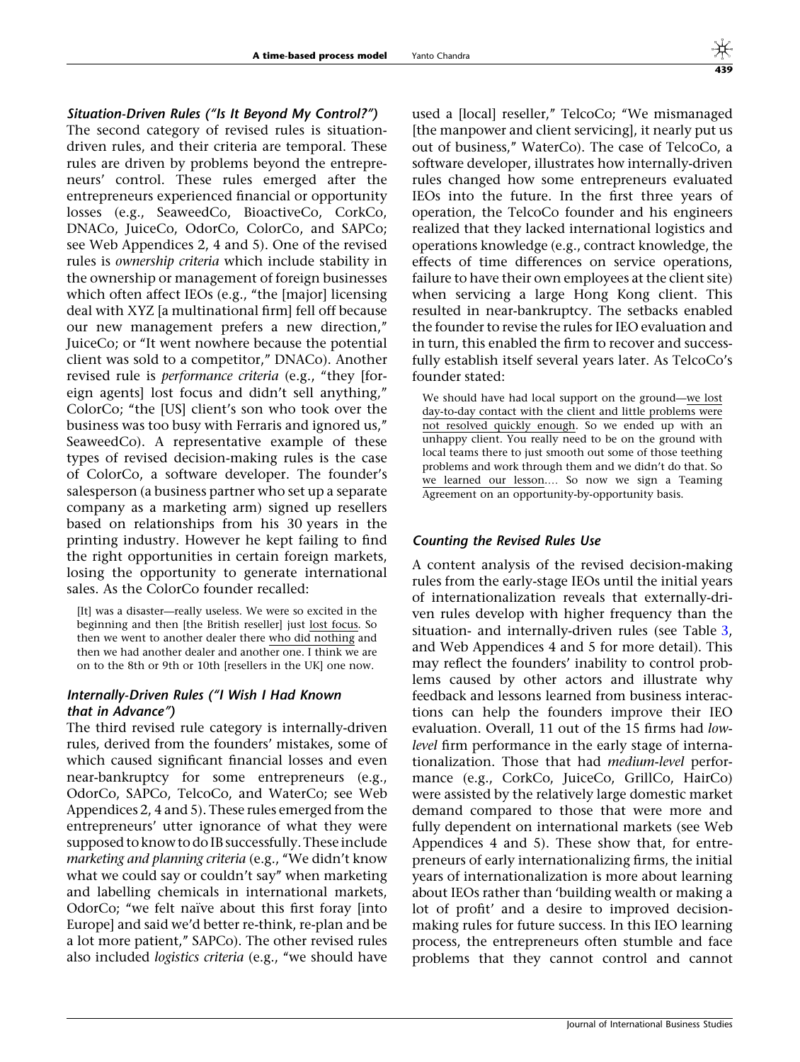### *Situation-Driven Rules ("Is It Beyond My Control?")*

The second category of revised rules is situation-driven rules, and their criteria are temporal. These rules are driven by problems beyond the entrepreneurs' control. These rules emerged after the entrepreneurs experienced financial or opportunity losses (e.g., SeaweedCo, BioactiveCo, CorkCo, DNACo, JuiceCo, OdorCo, ColorCo, and SAPCo; see Web Appendices 2, 4 and 5). One of the revised rules is *ownership criteria* which include stability in the ownership or management of foreign businesses which often affect IEOs (e.g., "the [major] licensing deal with XYZ [a multinational firm] fell off because our new management prefers a new direction," JuiceCo; or "It went nowhere because the potential client was sold to a competitor," DNACo). Another revised rule is *performance criteria* (e.g., "they [foreign agents] lost focus and didn't sell anything," ColorCo; "the [US] client's son who took over the business was too busy with Ferraris and ignored us," SeaweedCo). A representative example of these types of revised decision-making rules is the case of ColorCo, a software developer. The founder's salesperson (a business partner who set up a separate company as a marketing arm) signed up resellers based on relationships from his 30 years in the printing industry. However he kept failing to find the right opportunities in certain foreign markets, losing the opportunity to generate international sales. As the ColorCo founder recalled:

> [It] was a disaster—really useless. We were so excited in the beginning and then [the British reseller] just <u>lost focus</u>. So then we went to another dealer there <u>who did nothing</u> and then we had another dealer and another one. I think we are on to the 8th or 9th or 10th [resellers in the UK] one now.

### *Internally-Driven Rules ("I Wish I Had Known that in Advance")*

The third revised rule category is internally-driven rules, derived from the founders' mistakes, some of which caused significant financial losses and even near-bankruptcy for some entrepreneurs (e.g., OdorCo, SAPCo, TelcoCo, and WaterCo; see Web Appendices 2, 4 and 5). These rules emerged from the entrepreneurs' utter ignorance of what they were supposed to know to do IB successfully. These include *marketing and planning criteria* (e.g., "We didn't know what we could say or couldn't say" when marketing and labelling chemicals in international markets, OdorCo; "we felt naïve about this first foray [into Europe] and said we'd better re-think, re-plan and be a lot more patient," SAPCo). The other revised rules also included *logistics criteria* (e.g., "we should have used a [local] reseller," TelcoCo; "We mismanaged [the manpower and client servicing], it nearly put us out of business," WaterCo). The case of TelcoCo, a software developer, illustrates how internally-driven rules changed how some entrepreneurs evaluated IEOs into the future. In the first three years of operation, the TelcoCo founder and his engineers realized that they lacked international logistics and operations knowledge (e.g., contract knowledge, the effects of time differences on service operations, failure to have their own employees at the client site) when servicing a large Hong Kong client. This resulted in near-bankruptcy. The setbacks enabled the founder to revise the rules for IEO evaluation and in turn, this enabled the firm to recover and successfully establish itself several years later. As TelcoCo's founder stated:

> We should have had local support on the ground—<u>we lost day-to-day contact with the client and little problems were not resolved quickly enough</u>. So we ended up with an unhappy client. You really need to be on the ground with local teams there to just smooth out some of those teething problems and work through them and we didn't do that. So <u>we learned our lesson</u>.… So now we sign a Teaming Agreement on an opportunity-by-opportunity basis.

### *Counting the Revised Rules Use*

A content analysis of the revised decision-making rules from the early-stage IEOs until the initial years of internationalization reveals that externally-driven rules develop with higher frequency than the situation- and internally-driven rules (see Table 3, and Web Appendices 4 and 5 for more detail). This may reflect the founders' inability to control problems caused by other actors and illustrate why feedback and lessons learned from business interactions can help the founders improve their IEO evaluation. Overall, 11 out of the 15 firms had *low-level* firm performance in the early stage of internationalization. Those that had *medium-level* performance (e.g., CorkCo, JuiceCo, GrillCo, HairCo) were assisted by the relatively large domestic market demand compared to those that were more and fully dependent on international markets (see Web Appendices 4 and 5). These show that, for entrepreneurs of early internationalizing firms, the initial years of internationalization is more about learning about IEOs rather than 'building wealth or making a lot of profit' and a desire to improved decision-making rules for future success. In this IEO learning process, the entrepreneurs often stumble and face problems that they cannot control and cannot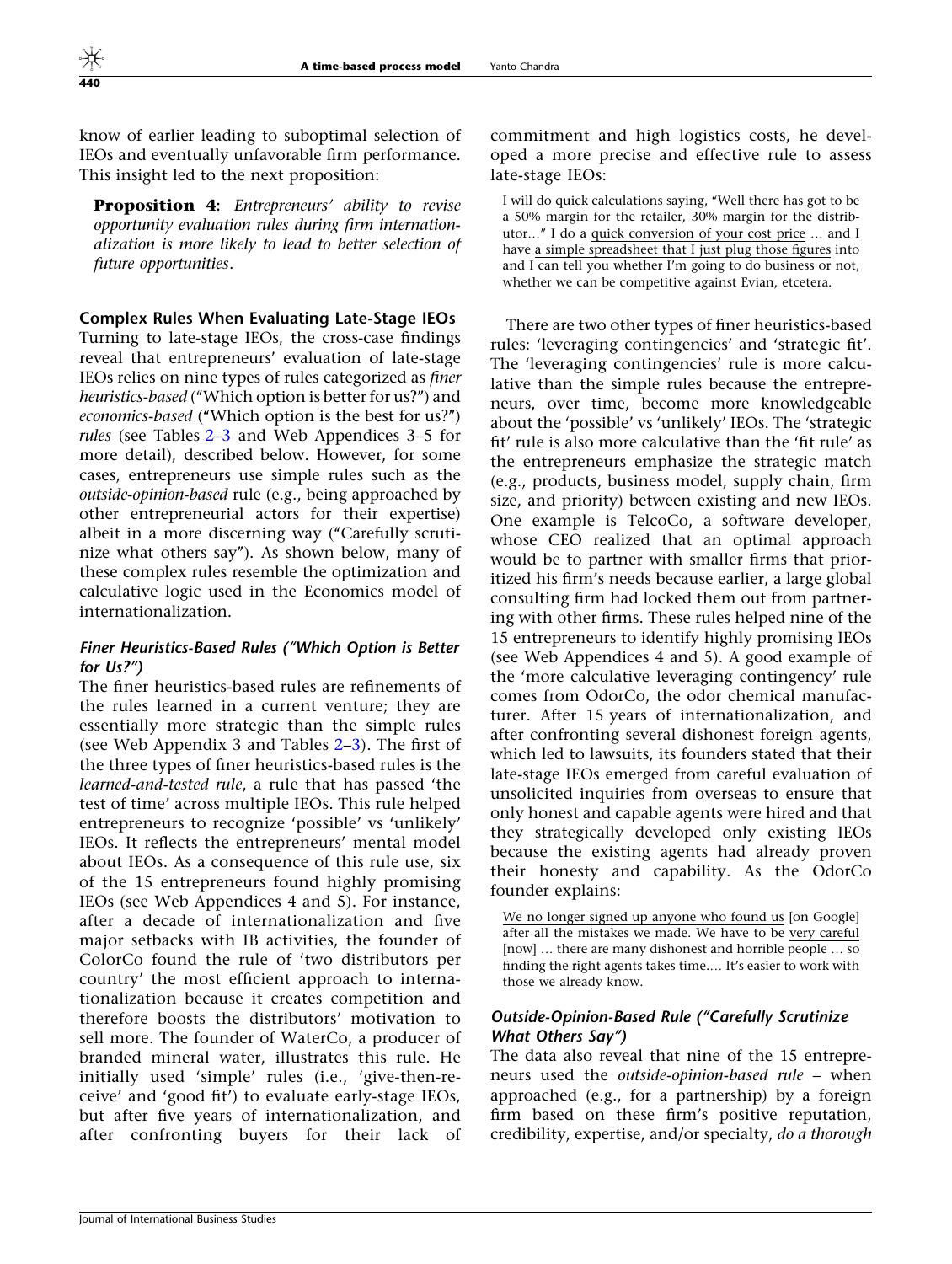know of earlier leading to suboptimal selection of IEOs and eventually unfavorable firm performance. This insight led to the next proposition:

> **Proposition 4**: *Entrepreneurs' ability to revise opportunity evaluation rules during firm internationalization is more likely to lead to better selection of future opportunities*.

### Complex Rules When Evaluating Late-Stage IEOs

Turning to late-stage IEOs, the cross-case findings reveal that entrepreneurs' evaluation of late-stage IEOs relies on nine types of rules categorized as *finer heuristics-based* ("Which option is better for us?") and *economics-based* ("Which option is the best for us?") *rules* (see Tables 2–3 and Web Appendices 3–5 for more detail), described below. However, for some cases, entrepreneurs use simple rules such as the *outside-opinion-based* rule (e.g., being approached by other entrepreneurial actors for their expertise) albeit in a more discerning way ("Carefully scrutinize what others say"). As shown below, many of these complex rules resemble the optimization and calculative logic used in the Economics model of internationalization.

#### Finer Heuristics-Based Rules ("Which Option is Better for Us?")

The finer heuristics-based rules are refinements of the rules learned in a current venture; they are essentially more strategic than the simple rules (see Web Appendix 3 and Tables 2–3). The first of the three types of finer heuristics-based rules is the *learned-and-tested rule*, a rule that has passed 'the test of time' across multiple IEOs. This rule helped entrepreneurs to recognize 'possible' vs 'unlikely' IEOs. It reflects the entrepreneurs' mental model about IEOs. As a consequence of this rule use, six of the 15 entrepreneurs found highly promising IEOs (see Web Appendices 4 and 5). For instance, after a decade of internationalization and five major setbacks with IB activities, the founder of ColorCo found the rule of 'two distributors per country' the most efficient approach to internationalization because it creates competition and therefore boosts the distributors' motivation to sell more. The founder of WaterCo, a producer of branded mineral water, illustrates this rule. He initially used 'simple' rules (i.e., 'give-then-receive' and 'good fit') to evaluate early-stage IEOs, but after five years of internationalization, and after confronting buyers for their lack of commitment and high logistics costs, he developed a more precise and effective rule to assess late-stage IEOs:

> I will do quick calculations saying, "Well there has got to be a 50% margin for the retailer, 30% margin for the distributor..." I do a quick conversion of your cost price ... and I have a simple spreadsheet that I just plug those figures into and I can tell you whether I'm going to do business or not, whether we can be competitive against Evian, etcetera.

There are two other types of finer heuristics-based rules: 'leveraging contingencies' and 'strategic fit'. The 'leveraging contingencies' rule is more calculative than the simple rules because the entrepreneurs, over time, become more knowledgeable about the 'possible' vs 'unlikely' IEOs. The 'strategic fit' rule is also more calculative than the 'fit rule' as the entrepreneurs emphasize the strategic match (e.g., products, business model, supply chain, firm size, and priority) between existing and new IEOs. One example is TelcoCo, a software developer, whose CEO realized that an optimal approach would be to partner with smaller firms that prioritized his firm's needs because earlier, a large global consulting firm had locked them out from partnering with other firms. These rules helped nine of the 15 entrepreneurs to identify highly promising IEOs (see Web Appendices 4 and 5). A good example of the 'more calculative leveraging contingency' rule comes from OdorCo, the odor chemical manufacturer. After 15 years of internationalization, and after confronting several dishonest foreign agents, which led to lawsuits, its founders stated that their late-stage IEOs emerged from careful evaluation of unsolicited inquiries from overseas to ensure that only honest and capable agents were hired and that they strategically developed only existing IEOs because the existing agents had already proven their honesty and capability. As the OdorCo founder explains:

> We no longer signed up anyone who found us [on Google] after all the mistakes we made. We have to be very careful [now] ... there are many dishonest and horrible people ... so finding the right agents takes time.... It's easier to work with those we already know.

#### Outside-Opinion-Based Rule ("Carefully Scrutinize What Others Say")

The data also reveal that nine of the 15 entrepreneurs used the *outside-opinion-based rule* – when approached (e.g., for a partnership) by a foreign firm based on these firm's positive reputation, credibility, expertise, and/or specialty, *do a thorough*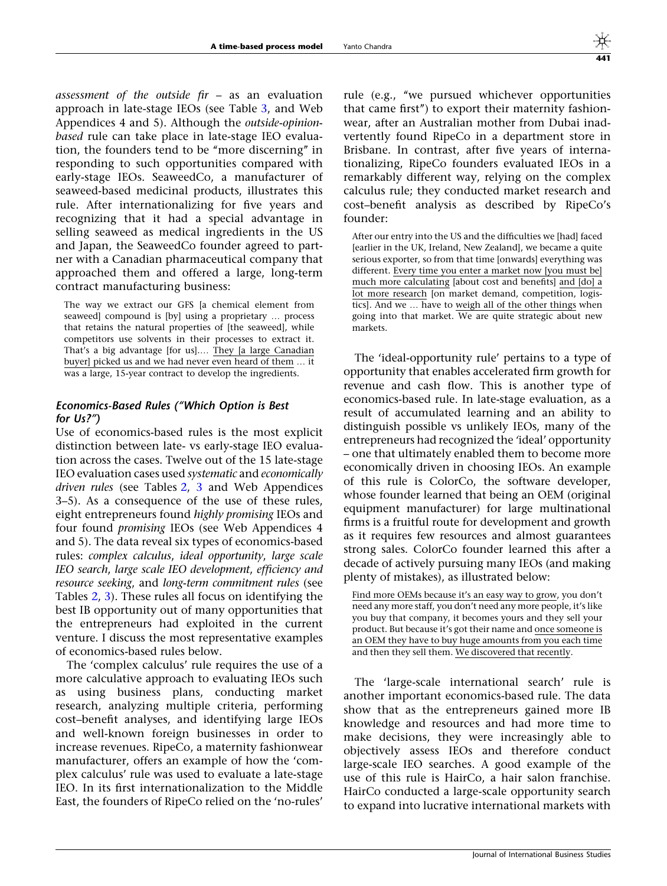*assessment of the outside fir* – as an evaluation approach in late-stage IEOs (see Table 3, and Web Appendices 4 and 5). Although the *outside-opinion-based* rule can take place in late-stage IEO evaluation, the founders tend to be "more discerning" in responding to such opportunities compared with early-stage IEOs. SeaweedCo, a manufacturer of seaweed-based medicinal products, illustrates this rule. After internationalizing for five years and recognizing that it had a special advantage in selling seaweed as medical ingredients in the US and Japan, the SeaweedCo founder agreed to partner with a Canadian pharmaceutical company that approached them and offered a large, long-term contract manufacturing business:

> The way we extract our GFS [a chemical element from seaweed] compound is [by] using a proprietary … process that retains the natural properties of [the seaweed], while competitors use solvents in their processes to extract it. That's a big advantage [for us].… <u>They [a large Canadian buyer] picked us and we had never even heard of them</u> … it was a large, 15-year contract to develop the ingredients.

### Economics-Based Rules ("Which Option is Best for Us?")

Use of economics-based rules is the most explicit distinction between late- vs early-stage IEO evaluation across the cases. Twelve out of the 15 late-stage IEO evaluation cases used *systematic* and *economically driven rules* (see Tables 2, 3 and Web Appendices 3–5). As a consequence of the use of these rules, eight entrepreneurs found *highly promising* IEOs and four found *promising* IEOs (see Web Appendices 4 and 5). The data reveal six types of economics-based rules: *complex calculus*, *ideal opportunity*, *large scale IEO search*, *large scale IEO development*, *efficiency and resource seeking*, and *long-term commitment rules* (see Tables 2, 3). These rules all focus on identifying the best IB opportunity out of many opportunities that the entrepreneurs had exploited in the current venture. I discuss the most representative examples of economics-based rules below.

The 'complex calculus' rule requires the use of a more calculative approach to evaluating IEOs such as using business plans, conducting market research, analyzing multiple criteria, performing cost–benefit analyses, and identifying large IEOs and well-known foreign businesses in order to increase revenues. RipeCo, a maternity fashionwear manufacturer, offers an example of how the 'complex calculus' rule was used to evaluate a late-stage IEO. In its first internationalization to the Middle East, the founders of RipeCo relied on the 'no-rules' rule (e.g., "we pursued whichever opportunities that came first") to export their maternity fashion-wear, after an Australian mother from Dubai inadvertently found RipeCo in a department store in Brisbane. In contrast, after five years of internationalizing, RipeCo founders evaluated IEOs in a remarkably different way, relying on the complex calculus rule; they conducted market research and cost–benefit analysis as described by RipeCo's founder:

> After our entry into the US and the difficulties we [had] faced [earlier in the UK, Ireland, New Zealand], we became a quite serious exporter, so from that time [onwards] everything was different. <u>Every time you enter a market now [you must be] much more calculating</u> [about cost and benefits] <u>and [do] a lot more research</u> [on market demand, competition, logistics]. And we … have to <u>weigh all of the other things</u> when going into that market. We are quite strategic about new markets.

The 'ideal-opportunity rule' pertains to a type of opportunity that enables accelerated firm growth for revenue and cash flow. This is another type of economics-based rule. In late-stage evaluation, as a result of accumulated learning and an ability to distinguish possible vs unlikely IEOs, many of the entrepreneurs had recognized the 'ideal' opportunity – one that ultimately enabled them to become more economically driven in choosing IEOs. An example of this rule is ColorCo, the software developer, whose founder learned that being an OEM (original equipment manufacturer) for large multinational firms is a fruitful route for development and growth as it requires few resources and almost guarantees strong sales. ColorCo founder learned this after a decade of actively pursuing many IEOs (and making plenty of mistakes), as illustrated below:

> <u>Find more OEMs because it's an easy way to grow</u>, you don't need any more staff, you don't need any more people, it's like you buy that company, it becomes yours and they sell your product. But because it's got their name and <u>once someone is an OEM they have to buy huge amounts from you each time</u> and then they sell them. <u>We discovered that recently</u>.

The 'large-scale international search' rule is another important economics-based rule. The data show that as the entrepreneurs gained more IB knowledge and resources and had more time to make decisions, they were increasingly able to objectively assess IEOs and therefore conduct large-scale IEO searches. A good example of the use of this rule is HairCo, a hair salon franchise. HairCo conducted a large-scale opportunity search to expand into lucrative international markets with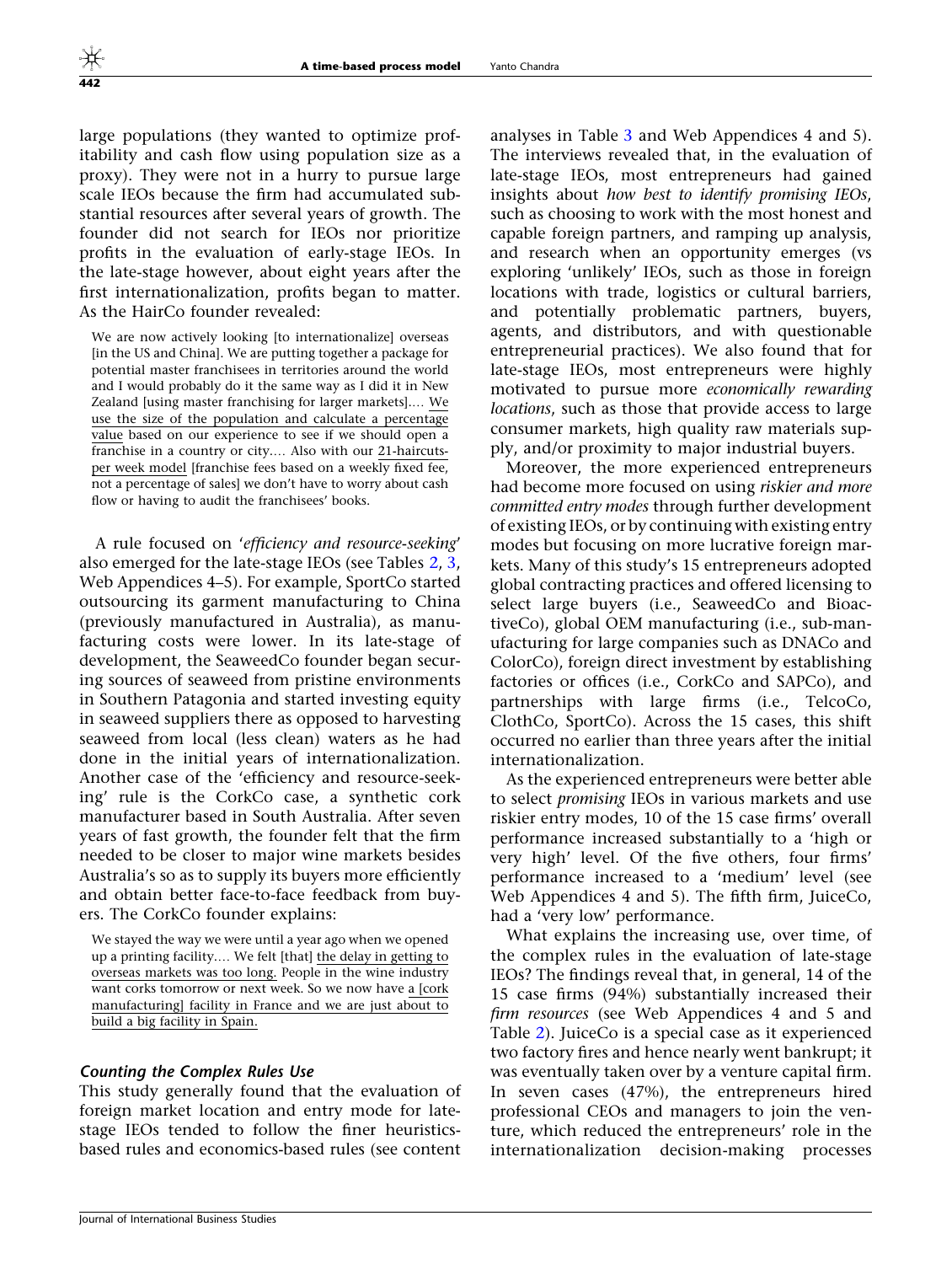large populations (they wanted to optimize profitability and cash flow using population size as a proxy). They were not in a hurry to pursue large scale IEOs because the firm had accumulated substantial resources after several years of growth. The founder did not search for IEOs nor prioritize profits in the evaluation of early-stage IEOs. In the late-stage however, about eight years after the first internationalization, profits began to matter. As the HairCo founder revealed:

> We are now actively looking [to internationalize] overseas [in the US and China]. We are putting together a package for potential master franchisees in territories around the world and I would probably do it the same way as I did it in New Zealand [using master franchising for larger markets].… We use the size of the population and calculate a percentage value based on our experience to see if we should open a franchise in a country or city.… Also with our 21-haircuts-per week model [franchise fees based on a weekly fixed fee, not a percentage of sales] we don't have to worry about cash flow or having to audit the franchisees' books.

A rule focused on '*efficiency and resource-seeking*' also emerged for the late-stage IEOs (see Tables 2, 3, Web Appendices 4–5). For example, SportCo started outsourcing its garment manufacturing to China (previously manufactured in Australia), as manufacturing costs were lower. In its late-stage of development, the SeaweedCo founder began securing sources of seaweed from pristine environments in Southern Patagonia and started investing equity in seaweed suppliers there as opposed to harvesting seaweed from local (less clean) waters as he had done in the initial years of internationalization. Another case of the 'efficiency and resource-seeking' rule is the CorkCo case, a synthetic cork manufacturer based in South Australia. After seven years of fast growth, the founder felt that the firm needed to be closer to major wine markets besides Australia's so as to supply its buyers more efficiently and obtain better face-to-face feedback from buyers. The CorkCo founder explains:

> We stayed the way we were until a year ago when we opened up a printing facility.… We felt [that] the delay in getting to overseas markets was too long. People in the wine industry want corks tomorrow or next week. So we now have a [cork manufacturing] facility in France and we are just about to build a big facility in Spain.

### *Counting the Complex Rules Use*

This study generally found that the evaluation of foreign market location and entry mode for late-stage IEOs tended to follow the finer heuristics-based rules and economics-based rules (see content analyses in Table 3 and Web Appendices 4 and 5). The interviews revealed that, in the evaluation of late-stage IEOs, most entrepreneurs had gained insights about *how best to identify promising IEOs*, such as choosing to work with the most honest and capable foreign partners, and ramping up analysis, and research when an opportunity emerges (vs exploring 'unlikely' IEOs, such as those in foreign locations with trade, logistics or cultural barriers, and potentially problematic partners, buyers, agents, and distributors, and with questionable entrepreneurial practices). We also found that for late-stage IEOs, most entrepreneurs were highly motivated to pursue more *economically rewarding locations*, such as those that provide access to large consumer markets, high quality raw materials supply, and/or proximity to major industrial buyers.

Moreover, the more experienced entrepreneurs had become more focused on using *riskier and more committed entry modes* through further development of existing IEOs, or by continuing with existing entry modes but focusing on more lucrative foreign markets. Many of this study's 15 entrepreneurs adopted global contracting practices and offered licensing to select large buyers (i.e., SeaweedCo and BioactiveCo), global OEM manufacturing (i.e., sub-manufacturing for large companies such as DNACo and ColorCo), foreign direct investment by establishing factories or offices (i.e., CorkCo and SAPCo), and partnerships with large firms (i.e., TelcoCo, ClothCo, SportCo). Across the 15 cases, this shift occurred no earlier than three years after the initial internationalization.

As the experienced entrepreneurs were better able to select *promising* IEOs in various markets and use riskier entry modes, 10 of the 15 case firms' overall performance increased substantially to a 'high or very high' level. Of the five others, four firms' performance increased to a 'medium' level (see Web Appendices 4 and 5). The fifth firm, JuiceCo, had a 'very low' performance.

What explains the increasing use, over time, of the complex rules in the evaluation of late-stage IEOs? The findings reveal that, in general, 14 of the 15 case firms (94%) substantially increased their *firm resources* (see Web Appendices 4 and 5 and Table 2). JuiceCo is a special case as it experienced two factory fires and hence nearly went bankrupt; it was eventually taken over by a venture capital firm. In seven cases (47%), the entrepreneurs hired professional CEOs and managers to join the venture, which reduced the entrepreneurs' role in the internationalization decision-making processes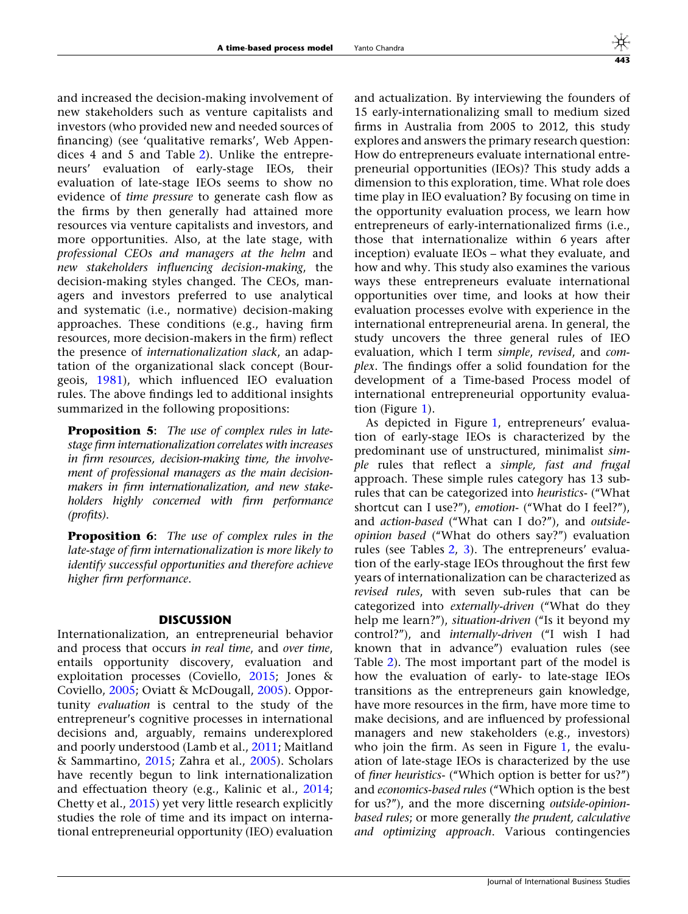and increased the decision-making involvement of new stakeholders such as venture capitalists and investors (who provided new and needed sources of financing) (see 'qualitative remarks', Web Appendices 4 and 5 and Table 2). Unlike the entrepreneurs' evaluation of early-stage IEOs, their evaluation of late-stage IEOs seems to show no evidence of *time pressure* to generate cash flow as the firms by then generally had attained more resources via venture capitalists and investors, and more opportunities. Also, at the late stage, with *professional CEOs and managers at the helm* and *new stakeholders influencing decision-making*, the decision-making styles changed. The CEOs, managers and investors preferred to use analytical and systematic (i.e., normative) decision-making approaches. These conditions (e.g., having firm resources, more decision-makers in the firm) reflect the presence of *internationalization slack*, an adaptation of the organizational slack concept (Bourgeois, 1981), which influenced IEO evaluation rules. The above findings led to additional insights summarized in the following propositions:

> **Proposition 5**: *The use of complex rules in late-stage firm internationalization correlates with increases in firm resources, decision-making time, the involvement of professional managers as the main decision-makers in firm internationalization, and new stakeholders highly concerned with firm performance (profits).*

> **Proposition 6**: *The use of complex rules in the late-stage of firm internationalization is more likely to identify successful opportunities and therefore achieve higher firm performance.*

## DISCUSSION

Internationalization, an entrepreneurial behavior and process that occurs *in real time*, and *over time*, entails opportunity discovery, evaluation and exploitation processes (Coviello, 2015; Jones & Coviello, 2005; Oviatt & McDougall, 2005). Opportunity *evaluation* is central to the study of the entrepreneur's cognitive processes in international decisions and, arguably, remains underexplored and poorly understood (Lamb et al., 2011; Maitland & Sammartino, 2015; Zahra et al., 2005). Scholars have recently begun to link internationalization and effectuation theory (e.g., Kalinic et al., 2014; Chetty et al., 2015) yet very little research explicitly studies the role of time and its impact on international entrepreneurial opportunity (IEO) evaluation and actualization. By interviewing the founders of 15 early-internationalizing small to medium sized firms in Australia from 2005 to 2012, this study explores and answers the primary research question: How do entrepreneurs evaluate international entrepreneurial opportunities (IEOs)? This study adds a dimension to this exploration, time. What role does time play in IEO evaluation? By focusing on time in the opportunity evaluation process, we learn how entrepreneurs of early-internationalized firms (i.e., those that internationalize within 6 years after inception) evaluate IEOs – what they evaluate, and how and why. This study also examines the various ways these entrepreneurs evaluate international opportunities over time, and looks at how their evaluation processes evolve with experience in the international entrepreneurial arena. In general, the study uncovers the three general rules of IEO evaluation, which I term *simple*, *revised*, and *complex*. The findings offer a solid foundation for the development of a Time-based Process model of international entrepreneurial opportunity evaluation (Figure 1).

As depicted in Figure 1, entrepreneurs' evaluation of early-stage IEOs is characterized by the predominant use of unstructured, minimalist *simple* rules that reflect a *simple, fast and frugal* approach. These simple rules category has 13 sub-rules that can be categorized into *heuristics*- ("What shortcut can I use?"), *emotion*- ("What do I feel?"), and *action-based* ("What can I do?"), and *outside-opinion based* ("What do others say?") evaluation rules (see Tables 2, 3). The entrepreneurs' evaluation of the early-stage IEOs throughout the first few years of internationalization can be characterized as *revised rules*, with seven sub-rules that can be categorized into *externally-driven* ("What do they help me learn?"), *situation-driven* ("Is it beyond my control?"), and *internally-driven* ("I wish I had known that in advance") evaluation rules (see Table 2). The most important part of the model is how the evaluation of early- to late-stage IEOs transitions as the entrepreneurs gain knowledge, have more resources in the firm, have more time to make decisions, and are influenced by professional managers and new stakeholders (e.g., investors) who join the firm. As seen in Figure 1, the evaluation of late-stage IEOs is characterized by the use of *finer heuristics*- ("Which option is better for us?") and *economics-based rules* ("Which option is the best for us?"), and the more discerning *outside-opinion-based rules*; or more generally *the prudent, calculative and optimizing approach*. Various contingencies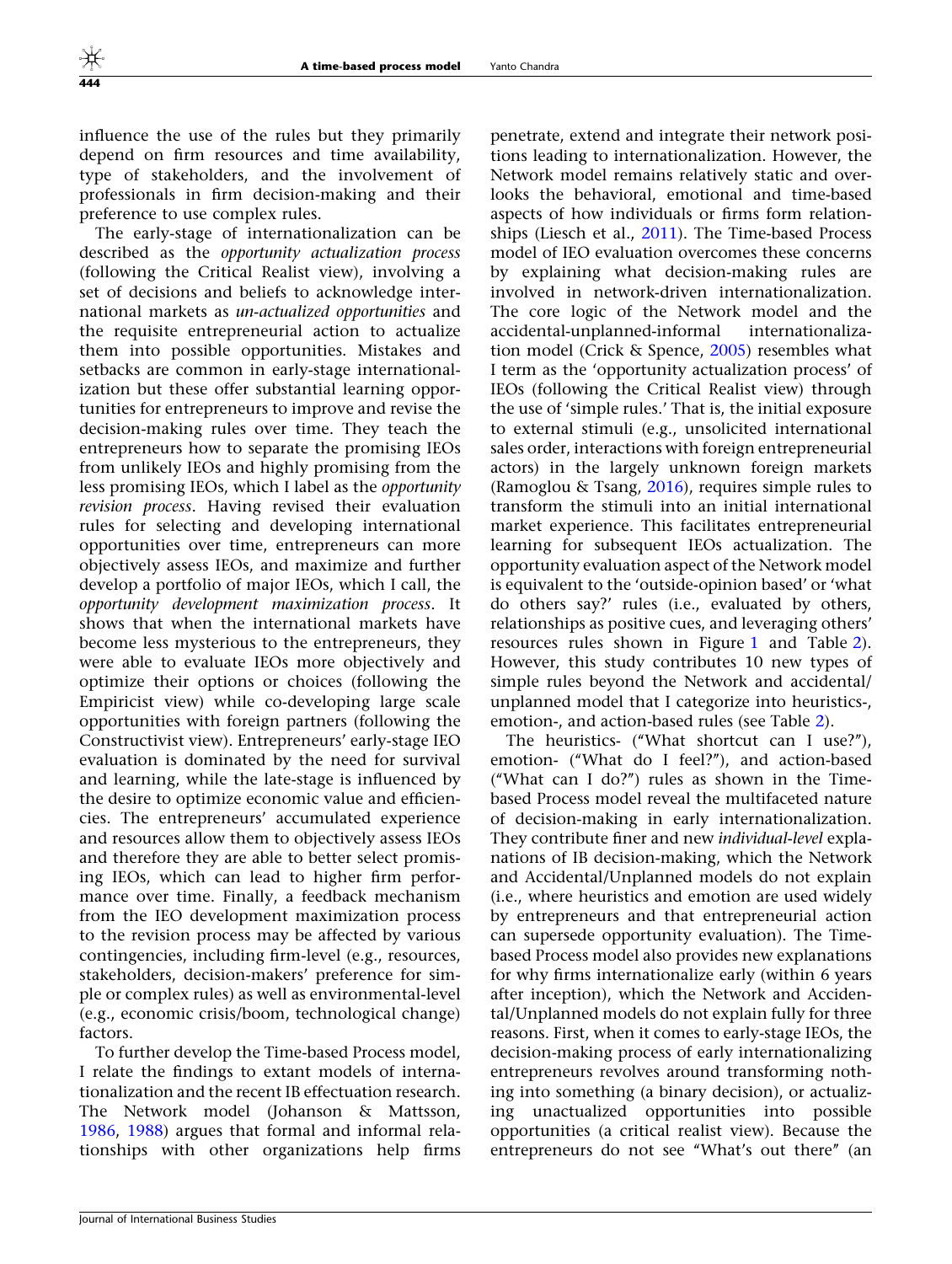influence the use of the rules but they primarily depend on firm resources and time availability, type of stakeholders, and the involvement of professionals in firm decision-making and their preference to use complex rules.

The early-stage of internationalization can be described as the *opportunity actualization process* (following the Critical Realist view), involving a set of decisions and beliefs to acknowledge international markets as *un-actualized opportunities* and the requisite entrepreneurial action to actualize them into possible opportunities. Mistakes and setbacks are common in early-stage internationalization but these offer substantial learning opportunities for entrepreneurs to improve and revise the decision-making rules over time. They teach the entrepreneurs how to separate the promising IEOs from unlikely IEOs and highly promising from the less promising IEOs, which I label as the *opportunity revision process*. Having revised their evaluation rules for selecting and developing international opportunities over time, entrepreneurs can more objectively assess IEOs, and maximize and further develop a portfolio of major IEOs, which I call, the *opportunity development maximization process*. It shows that when the international markets have become less mysterious to the entrepreneurs, they were able to evaluate IEOs more objectively and optimize their options or choices (following the Empiricist view) while co-developing large scale opportunities with foreign partners (following the Constructivist view). Entrepreneurs' early-stage IEO evaluation is dominated by the need for survival and learning, while the late-stage is influenced by the desire to optimize economic value and efficiencies. The entrepreneurs' accumulated experience and resources allow them to objectively assess IEOs and therefore they are able to better select promising IEOs, which can lead to higher firm performance over time. Finally, a feedback mechanism from the IEO development maximization process to the revision process may be affected by various contingencies, including firm-level (e.g., resources, stakeholders, decision-makers' preference for simple or complex rules) as well as environmental-level (e.g., economic crisis/boom, technological change) factors.

To further develop the Time-based Process model, I relate the findings to extant models of internationalization and the recent IB effectuation research. The Network model (Johanson & Mattsson, 1986, 1988) argues that formal and informal relationships with other organizations help firms penetrate, extend and integrate their network positions leading to internationalization. However, the Network model remains relatively static and overlooks the behavioral, emotional and time-based aspects of how individuals or firms form relationships (Liesch et al., 2011). The Time-based Process model of IEO evaluation overcomes these concerns by explaining what decision-making rules are involved in network-driven internationalization. The core logic of the Network model and the accidental-unplanned-informal internationalization model (Crick & Spence, 2005) resembles what I term as the 'opportunity actualization process' of IEOs (following the Critical Realist view) through the use of 'simple rules.' That is, the initial exposure to external stimuli (e.g., unsolicited international sales order, interactions with foreign entrepreneurial actors) in the largely unknown foreign markets (Ramoglou & Tsang, 2016), requires simple rules to transform the stimuli into an initial international market experience. This facilitates entrepreneurial learning for subsequent IEOs actualization. The opportunity evaluation aspect of the Network model is equivalent to the 'outside-opinion based' or 'what do others say?' rules (i.e., evaluated by others, relationships as positive cues, and leveraging others' resources rules shown in Figure 1 and Table 2). However, this study contributes 10 new types of simple rules beyond the Network and accidental/unplanned model that I categorize into heuristics-, emotion-, and action-based rules (see Table 2).

The heuristics- ("What shortcut can I use?"), emotion- ("What do I feel?"), and action-based ("What can I do?") rules as shown in the Time-based Process model reveal the multifaceted nature of decision-making in early internationalization. They contribute finer and new *individual-level* explanations of IB decision-making, which the Network and Accidental/Unplanned models do not explain (i.e., where heuristics and emotion are used widely by entrepreneurs and that entrepreneurial action can supersede opportunity evaluation). The Time-based Process model also provides new explanations for why firms internationalize early (within 6 years after inception), which the Network and Accidental/Unplanned models do not explain fully for three reasons. First, when it comes to early-stage IEOs, the decision-making process of early internationalizing entrepreneurs revolves around transforming nothing into something (a binary decision), or actualizing unactualized opportunities into possible opportunities (a critical realist view). Because the entrepreneurs do not see "What's out there" (an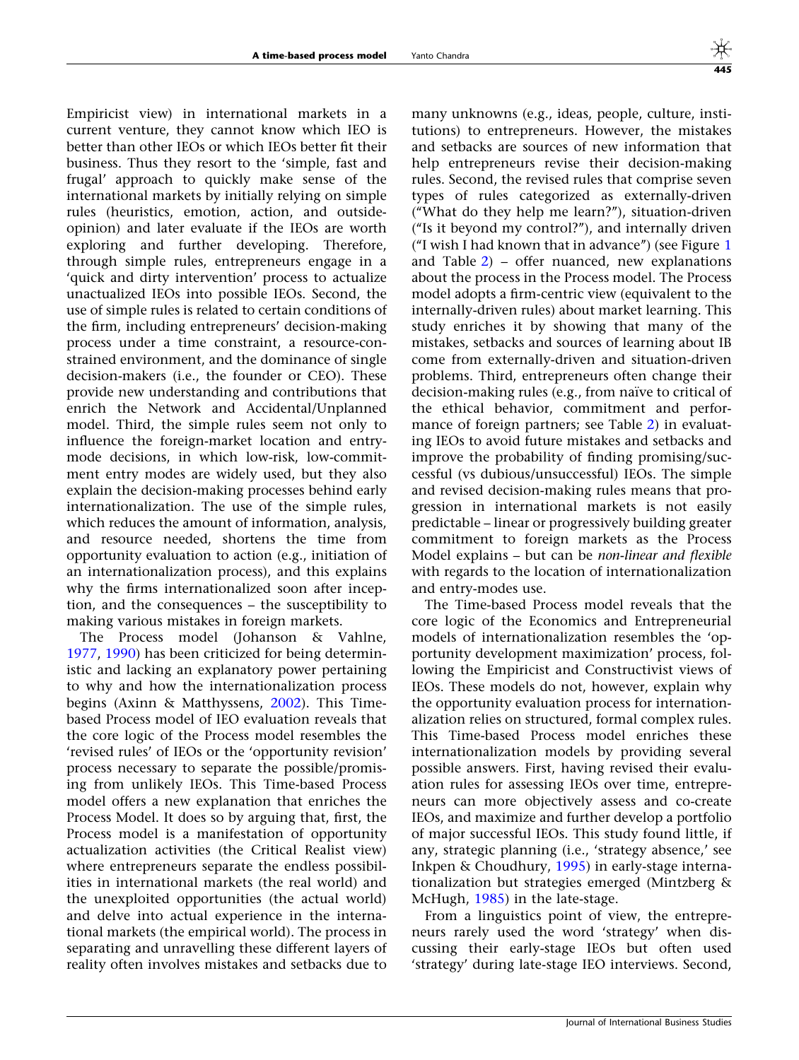Empiricist view) in international markets in a current venture, they cannot know which IEO is better than other IEOs or which IEOs better fit their business. Thus they resort to the 'simple, fast and frugal' approach to quickly make sense of the international markets by initially relying on simple rules (heuristics, emotion, action, and outside-opinion) and later evaluate if the IEOs are worth exploring and further developing. Therefore, through simple rules, entrepreneurs engage in a 'quick and dirty intervention' process to actualize unactualized IEOs into possible IEOs. Second, the use of simple rules is related to certain conditions of the firm, including entrepreneurs' decision-making process under a time constraint, a resource-constrained environment, and the dominance of single decision-makers (i.e., the founder or CEO). These provide new understanding and contributions that enrich the Network and Accidental/Unplanned model. Third, the simple rules seem not only to influence the foreign-market location and entry-mode decisions, in which low-risk, low-commitment entry modes are widely used, but they also explain the decision-making processes behind early internationalization. The use of the simple rules, which reduces the amount of information, analysis, and resource needed, shortens the time from opportunity evaluation to action (e.g., initiation of an internationalization process), and this explains why the firms internationalized soon after inception, and the consequences – the susceptibility to making various mistakes in foreign markets.

The Process model (Johanson & Vahlne, 1977, 1990) has been criticized for being deterministic and lacking an explanatory power pertaining to why and how the internationalization process begins (Axinn & Matthyssens, 2002). This Time-based Process model of IEO evaluation reveals that the core logic of the Process model resembles the 'revised rules' of IEOs or the 'opportunity revision' process necessary to separate the possible/promising from unlikely IEOs. This Time-based Process model offers a new explanation that enriches the Process Model. It does so by arguing that, first, the Process model is a manifestation of opportunity actualization activities (the Critical Realist view) where entrepreneurs separate the endless possibilities in international markets (the real world) and the unexploited opportunities (the actual world) and delve into actual experience in the international markets (the empirical world). The process in separating and unravelling these different layers of reality often involves mistakes and setbacks due to many unknowns (e.g., ideas, people, culture, institutions) to entrepreneurs. However, the mistakes and setbacks are sources of new information that help entrepreneurs revise their decision-making rules. Second, the revised rules that comprise seven types of rules categorized as externally-driven ("What do they help me learn?"), situation-driven ("Is it beyond my control?"), and internally driven ("I wish I had known that in advance") (see Figure 1 and Table 2) – offer nuanced, new explanations about the process in the Process model. The Process model adopts a firm-centric view (equivalent to the internally-driven rules) about market learning. This study enriches it by showing that many of the mistakes, setbacks and sources of learning about IB come from externally-driven and situation-driven problems. Third, entrepreneurs often change their decision-making rules (e.g., from naïve to critical of the ethical behavior, commitment and performance of foreign partners; see Table 2) in evaluating IEOs to avoid future mistakes and setbacks and improve the probability of finding promising/successful (vs dubious/unsuccessful) IEOs. The simple and revised decision-making rules means that progression in international markets is not easily predictable – linear or progressively building greater commitment to foreign markets as the Process Model explains – but can be *non-linear and flexible* with regards to the location of internationalization and entry-modes use.

The Time-based Process model reveals that the core logic of the Economics and Entrepreneurial models of internationalization resembles the 'opportunity development maximization' process, following the Empiricist and Constructivist views of IEOs. These models do not, however, explain why the opportunity evaluation process for internationalization relies on structured, formal complex rules. This Time-based Process model enriches these internationalization models by providing several possible answers. First, having revised their evaluation rules for assessing IEOs over time, entrepreneurs can more objectively assess and co-create IEOs, and maximize and further develop a portfolio of major successful IEOs. This study found little, if any, strategic planning (i.e., 'strategy absence,' see Inkpen & Choudhury, 1995) in early-stage internationalization but strategies emerged (Mintzberg & McHugh, 1985) in the late-stage.

From a linguistics point of view, the entrepreneurs rarely used the word 'strategy' when discussing their early-stage IEOs but often used 'strategy' during late-stage IEO interviews. Second,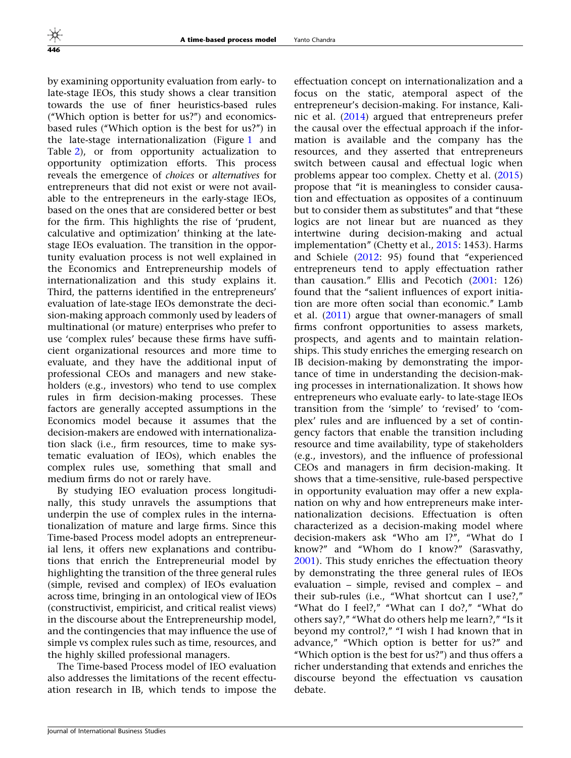by examining opportunity evaluation from early- to late-stage IEOs, this study shows a clear transition towards the use of finer heuristics-based rules ("Which option is better for us?") and economics-based rules ("Which option is the best for us?") in the late-stage internationalization (Figure 1 and Table 2), or from opportunity actualization to opportunity optimization efforts. This process reveals the emergence of *choices* or *alternatives* for entrepreneurs that did not exist or were not available to the entrepreneurs in the early-stage IEOs, based on the ones that are considered better or best for the firm. This highlights the rise of 'prudent, calculative and optimization' thinking at the late-stage IEOs evaluation. The transition in the opportunity evaluation process is not well explained in the Economics and Entrepreneurship models of internationalization and this study explains it. Third, the patterns identified in the entrepreneurs' evaluation of late-stage IEOs demonstrate the decision-making approach commonly used by leaders of multinational (or mature) enterprises who prefer to use 'complex rules' because these firms have sufficient organizational resources and more time to evaluate, and they have the additional input of professional CEOs and managers and new stakeholders (e.g., investors) who tend to use complex rules in firm decision-making processes. These factors are generally accepted assumptions in the Economics model because it assumes that the decision-makers are endowed with internationalization slack (i.e., firm resources, time to make systematic evaluation of IEOs), which enables the complex rules use, something that small and medium firms do not or rarely have.

By studying IEO evaluation process longitudinally, this study unravels the assumptions that underpin the use of complex rules in the internationalization of mature and large firms. Since this Time-based Process model adopts an entrepreneurial lens, it offers new explanations and contributions that enrich the Entrepreneurial model by highlighting the transition of the three general rules (simple, revised and complex) of IEOs evaluation across time, bringing in an ontological view of IEOs (constructivist, empiricist, and critical realist views) in the discourse about the Entrepreneurship model, and the contingencies that may influence the use of simple vs complex rules such as time, resources, and the highly skilled professional managers.

The Time-based Process model of IEO evaluation also addresses the limitations of the recent effectuation research in IB, which tends to impose the effectuation concept on internationalization and a focus on the static, atemporal aspect of the entrepreneur's decision-making. For instance, Kalinic et al. (2014) argued that entrepreneurs prefer the causal over the effectual approach if the information is available and the company has the resources, and they asserted that entrepreneurs switch between causal and effectual logic when problems appear too complex. Chetty et al. (2015) propose that "it is meaningless to consider causation and effectuation as opposites of a continuum but to consider them as substitutes" and that "these logics are not linear but are nuanced as they intertwine during decision-making and actual implementation" (Chetty et al., 2015: 1453). Harms and Schiele (2012: 95) found that "experienced entrepreneurs tend to apply effectuation rather than causation." Ellis and Pecotich (2001: 126) found that the "salient influences of export initiation are more often social than economic." Lamb et al. (2011) argue that owner-managers of small firms confront opportunities to assess markets, prospects, and agents and to maintain relationships. This study enriches the emerging research on IB decision-making by demonstrating the importance of time in understanding the decision-making processes in internationalization. It shows how entrepreneurs who evaluate early- to late-stage IEOs transition from the 'simple' to 'revised' to 'complex' rules and are influenced by a set of contingency factors that enable the transition including resource and time availability, type of stakeholders (e.g., investors), and the influence of professional CEOs and managers in firm decision-making. It shows that a time-sensitive, rule-based perspective in opportunity evaluation may offer a new explanation on why and how entrepreneurs make internationalization decisions. Effectuation is often characterized as a decision-making model where decision-makers ask "Who am I?", "What do I know?" and "Whom do I know?" (Sarasvathy, 2001). This study enriches the effectuation theory by demonstrating the three general rules of IEOs evaluation – simple, revised and complex – and their sub-rules (i.e., "What shortcut can I use?," "What do I feel?," "What can I do?," "What do others say?," "What do others help me learn?," "Is it beyond my control?," "I wish I had known that in advance," "Which option is better for us?" and "Which option is the best for us?") and thus offers a richer understanding that extends and enriches the discourse beyond the effectuation vs causation debate.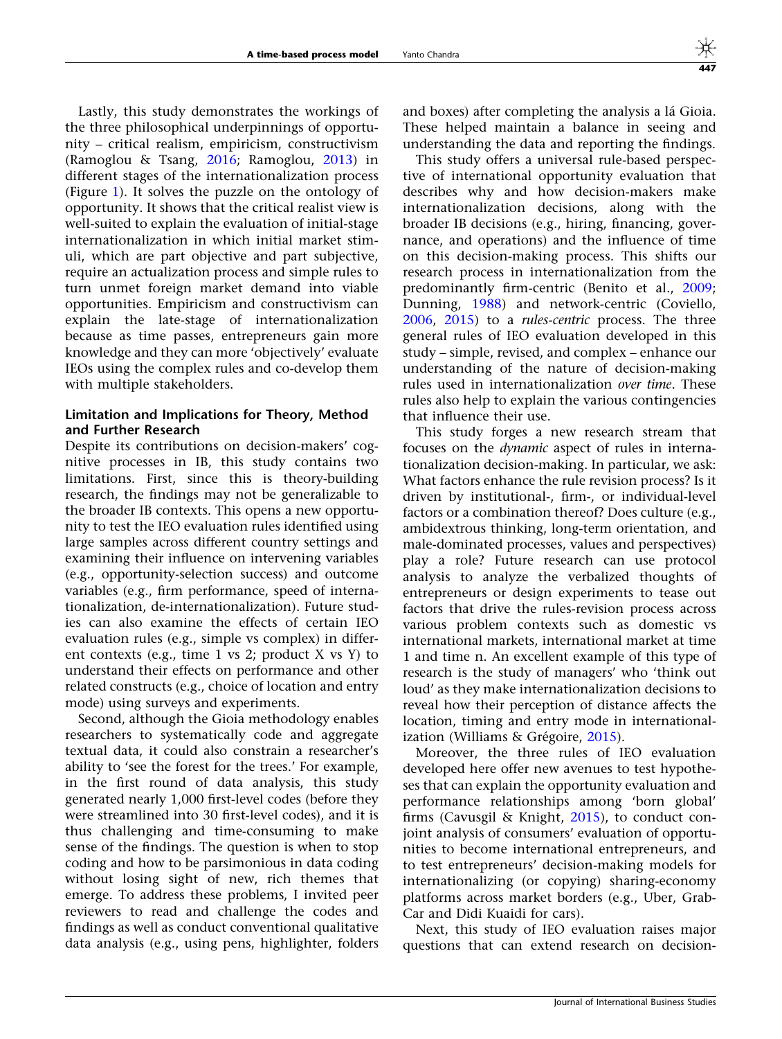Lastly, this study demonstrates the workings of the three philosophical underpinnings of opportunity – critical realism, empiricism, constructivism (Ramoglou & Tsang, 2016; Ramoglou, 2013) in different stages of the internationalization process (Figure 1). It solves the puzzle on the ontology of opportunity. It shows that the critical realist view is well-suited to explain the evaluation of initial-stage internationalization in which initial market stimuli, which are part objective and part subjective, require an actualization process and simple rules to turn unmet foreign market demand into viable opportunities. Empiricism and constructivism can explain the late-stage of internationalization because as time passes, entrepreneurs gain more knowledge and they can more 'objectively' evaluate IEOs using the complex rules and co-develop them with multiple stakeholders.

### Limitation and Implications for Theory, Method and Further Research

Despite its contributions on decision-makers' cognitive processes in IB, this study contains two limitations. First, since this is theory-building research, the findings may not be generalizable to the broader IB contexts. This opens a new opportunity to test the IEO evaluation rules identified using large samples across different country settings and examining their influence on intervening variables (e.g., opportunity-selection success) and outcome variables (e.g., firm performance, speed of internationalization, de-internationalization). Future studies can also examine the effects of certain IEO evaluation rules (e.g., simple vs complex) in different contexts (e.g., time 1 vs 2; product X vs Y) to understand their effects on performance and other related constructs (e.g., choice of location and entry mode) using surveys and experiments.

Second, although the Gioia methodology enables researchers to systematically code and aggregate textual data, it could also constrain a researcher's ability to 'see the forest for the trees.' For example, in the first round of data analysis, this study generated nearly 1,000 first-level codes (before they were streamlined into 30 first-level codes), and it is thus challenging and time-consuming to make sense of the findings. The question is when to stop coding and how to be parsimonious in data coding without losing sight of new, rich themes that emerge. To address these problems, I invited peer reviewers to read and challenge the codes and findings as well as conduct conventional qualitative data analysis (e.g., using pens, highlighter, folders and boxes) after completing the analysis a lá Gioia. These helped maintain a balance in seeing and understanding the data and reporting the findings.

This study offers a universal rule-based perspective of international opportunity evaluation that describes why and how decision-makers make internationalization decisions, along with the broader IB decisions (e.g., hiring, financing, governance, and operations) and the influence of time on this decision-making process. This shifts our research process in internationalization from the predominantly firm-centric (Benito et al., 2009; Dunning, 1988) and network-centric (Coviello, 2006, 2015) to a *rules-centric* process. The three general rules of IEO evaluation developed in this study – simple, revised, and complex – enhance our understanding of the nature of decision-making rules used in internationalization *over time*. These rules also help to explain the various contingencies that influence their use.

This study forges a new research stream that focuses on the *dynamic* aspect of rules in internationalization decision-making. In particular, we ask: What factors enhance the rule revision process? Is it driven by institutional-, firm-, or individual-level factors or a combination thereof? Does culture (e.g., ambidextrous thinking, long-term orientation, and male-dominated processes, values and perspectives) play a role? Future research can use protocol analysis to analyze the verbalized thoughts of entrepreneurs or design experiments to tease out factors that drive the rules-revision process across various problem contexts such as domestic vs international markets, international market at time 1 and time n. An excellent example of this type of research is the study of managers' who 'think out loud' as they make internationalization decisions to reveal how their perception of distance affects the location, timing and entry mode in internationalization (Williams & Grégoire, 2015).

Moreover, the three rules of IEO evaluation developed here offer new avenues to test hypotheses that can explain the opportunity evaluation and performance relationships among 'born global' firms (Cavusgil & Knight, 2015), to conduct conjoint analysis of consumers' evaluation of opportunities to become international entrepreneurs, and to test entrepreneurs' decision-making models for internationalizing (or copying) sharing-economy platforms across market borders (e.g., Uber, GrabCar and Didi Kuaidi for cars).

Next, this study of IEO evaluation raises major questions that can extend research on decision-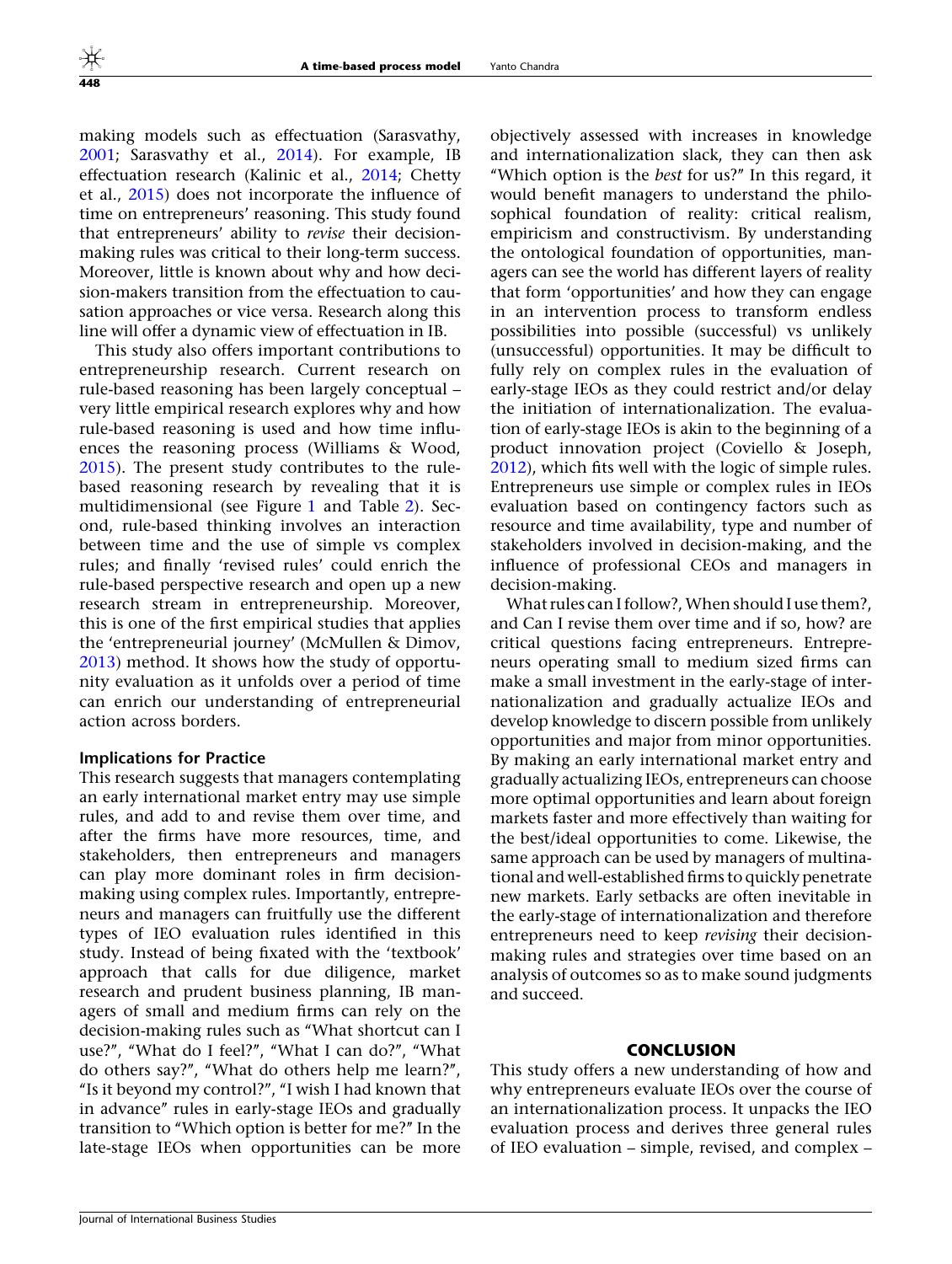making models such as effectuation (Sarasvathy, 2001; Sarasvathy et al., 2014). For example, IB effectuation research (Kalinic et al., 2014; Chetty et al., 2015) does not incorporate the influence of time on entrepreneurs' reasoning. This study found that entrepreneurs' ability to *revise* their decision-making rules was critical to their long-term success. Moreover, little is known about why and how decision-makers transition from the effectuation to causation approaches or vice versa. Research along this line will offer a dynamic view of effectuation in IB.

This study also offers important contributions to entrepreneurship research. Current research on rule-based reasoning has been largely conceptual – very little empirical research explores why and how rule-based reasoning is used and how time influences the reasoning process (Williams & Wood, 2015). The present study contributes to the rule-based reasoning research by revealing that it is multidimensional (see Figure 1 and Table 2). Second, rule-based thinking involves an interaction between time and the use of simple vs complex rules; and finally 'revised rules' could enrich the rule-based perspective research and open up a new research stream in entrepreneurship. Moreover, this is one of the first empirical studies that applies the 'entrepreneurial journey' (McMullen & Dimov, 2013) method. It shows how the study of opportunity evaluation as it unfolds over a period of time can enrich our understanding of entrepreneurial action across borders.

### Implications for Practice

This research suggests that managers contemplating an early international market entry may use simple rules, and add to and revise them over time, and after the firms have more resources, time, and stakeholders, then entrepreneurs and managers can play more dominant roles in firm decision-making using complex rules. Importantly, entrepreneurs and managers can fruitfully use the different types of IEO evaluation rules identified in this study. Instead of being fixated with the 'textbook' approach that calls for due diligence, market research and prudent business planning, IB managers of small and medium firms can rely on the decision-making rules such as "What shortcut can I use?", "What do I feel?", "What I can do?", "What do others say?", "What do others help me learn?", "Is it beyond my control?", "I wish I had known that in advance" rules in early-stage IEOs and gradually transition to "Which option is better for me?" In the late-stage IEOs when opportunities can be more objectively assessed with increases in knowledge and internationalization slack, they can then ask "Which option is the *best* for us?" In this regard, it would benefit managers to understand the philosophical foundation of reality: critical realism, empiricism and constructivism. By understanding the ontological foundation of opportunities, managers can see the world has different layers of reality that form 'opportunities' and how they can engage in an intervention process to transform endless possibilities into possible (successful) vs unlikely (unsuccessful) opportunities. It may be difficult to fully rely on complex rules in the evaluation of early-stage IEOs as they could restrict and/or delay the initiation of internationalization. The evaluation of early-stage IEOs is akin to the beginning of a product innovation project (Coviello & Joseph, 2012), which fits well with the logic of simple rules. Entrepreneurs use simple or complex rules in IEOs evaluation based on contingency factors such as resource and time availability, type and number of stakeholders involved in decision-making, and the influence of professional CEOs and managers in decision-making.

What rules can I follow?, When should I use them?, and Can I revise them over time and if so, how? are critical questions facing entrepreneurs. Entrepreneurs operating small to medium sized firms can make a small investment in the early-stage of internationalization and gradually actualize IEOs and develop knowledge to discern possible from unlikely opportunities and major from minor opportunities. By making an early international market entry and gradually actualizing IEOs, entrepreneurs can choose more optimal opportunities and learn about foreign markets faster and more effectively than waiting for the best/ideal opportunities to come. Likewise, the same approach can be used by managers of multinational and well-established firms to quickly penetrate new markets. Early setbacks are often inevitable in the early-stage of internationalization and therefore entrepreneurs need to keep *revising* their decision-making rules and strategies over time based on an analysis of outcomes so as to make sound judgments and succeed.

## CONCLUSION

This study offers a new understanding of how and why entrepreneurs evaluate IEOs over the course of an internationalization process. It unpacks the IEO evaluation process and derives three general rules of IEO evaluation – simple, revised, and complex –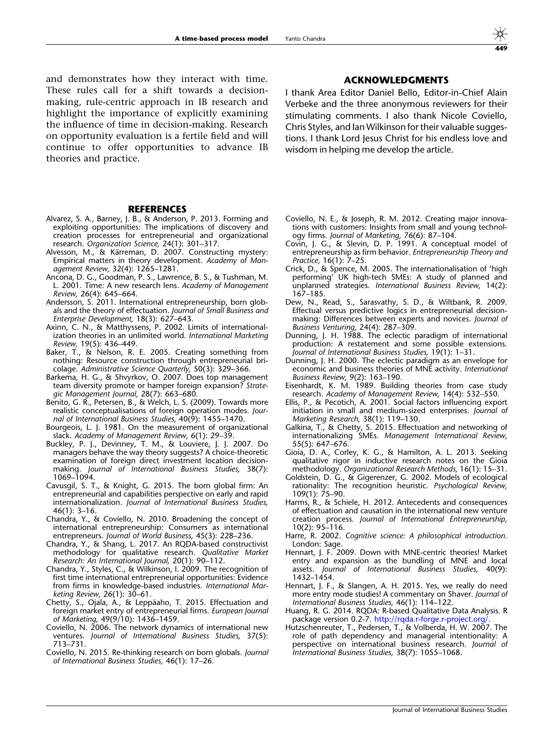and demonstrates how they interact with time. These rules call for a shift towards a decision-making, rule-centric approach in IB research and highlight the importance of explicitly examining the influence of time in decision-making. Research on opportunity evaluation is a fertile field and will continue to offer opportunities to advance IB theories and practice.

## ACKNOWLEDGMENTS

I thank Area Editor Daniel Bello, Editor-in-Chief Alain Verbeke and the three anonymous reviewers for their stimulating comments. I also thank Nicole Coviello, Chris Styles, and Ian Wilkinson for their valuable suggestions. I thank Lord Jesus Christ for his endless love and wisdom in helping me develop the article.

## REFERENCES

Alvarez, S. A., Barney, J. B., & Anderson, P. 2013. Forming and exploiting opportunities: The implications of discovery and creation processes for entrepreneurial and organizational research. *Organization Science,* 24(1): 301–317.

Alvesson, M., & Kärreman, D. 2007. Constructing mystery: Empirical matters in theory development. *Academy of Management Review,* 32(4): 1265–1281.

Ancona, D. G., Goodman, P. S., Lawrence, B. S., & Tushman, M. L. 2001. Time: A new research lens. *Academy of Management Review,* 26(4): 645–664.

Andersson, S. 2011. International entrepreneurship, born globals and the theory of effectuation. *Journal of Small Business and Enterprise Development,* 18(3): 627–643.

Axinn, C. N., & Matthyssens, P. 2002. Limits of internationalization theories in an unlimited world. *International Marketing Review,* 19(5): 436–449.

Baker, T., & Nelson, R. E. 2005. Creating something from nothing: Resource construction through entrepreneurial bricolage. *Administrative Science Quarterly,* 50(3): 329–366.

Barkema, H. G., & Shvyrkov, O. 2007. Does top management team diversity promote or hamper foreign expansion? *Strategic Management Journal,* 28(7): 663–680.

Benito, G. R., Petersen, B., & Welch, L. S. (2009). Towards more realistic conceptualisations of foreign operation modes. *Journal of International Business Studies,* 40(9): 1455–1470.

Bourgeois, L. J. 1981. On the measurement of organizational slack. *Academy of Management Review,* 6(1): 29–39.

Buckley, P. J., Devinney, T. M., & Louviere, J. J. 2007. Do managers behave the way theory suggests? A choice-theoretic examination of foreign direct investment location decision-making. *Journal of International Business Studies,* 38(7): 1069–1094.

Cavusgil, S. T., & Knight, G. 2015. The born global firm: An entrepreneurial and capabilities perspective on early and rapid internationalization. *Journal of International Business Studies,* 46(1): 3–16.

Chandra, Y., & Coviello, N. 2010. Broadening the concept of international entrepreneurship: Consumers as international entrepreneurs. *Journal of World Business,* 45(3): 228–236.

Chandra, Y., & Shang, L. 2017. An RQDA-based constructivist methodology for qualitative research. *Qualitative Market Research: An International Journal,* 20(1): 90–112.

Chandra, Y., Styles, C., & Wilkinson, I. 2009. The recognition of first time international entrepreneurial opportunities: Evidence from firms in knowledge-based industries. *International Marketing Review,* 26(1): 30–61.

Chetty, S., Ojala, A., & Leppäaho, T. 2015. Effectuation and foreign market entry of entrepreneurial firms. *European Journal of Marketing,* 49(9/10): 1436–1459.

Coviello, N. 2006. The network dynamics of international new ventures. *Journal of International Business Studies,* 37(5): 713–731.

Coviello, N. 2015. Re-thinking research on born globals. *Journal of International Business Studies,* 46(1): 17–26.

Coviello, N. E., & Joseph, R. M. 2012. Creating major innovations with customers: Insights from small and young technology firms. *Journal of Marketing,* 76(6): 87–104.

Covin, J. G., & Slevin, D. P. 1991. A conceptual model of entrepreneurship as firm behavior. *Entrepreneurship Theory and Practice,* 16(1): 7–25.

Crick, D., & Spence, M. 2005. The internationalisation of 'high performing' UK high-tech SMEs: A study of planned and unplanned strategies. *International Business Review,* 14(2): 167–185.

Dew, N., Read, S., Sarasvathy, S. D., & Wiltbank, R. 2009. Effectual versus predictive logics in entrepreneurial decision-making: Differences between experts and novices. *Journal of Business Venturing,* 24(4): 287–309.

Dunning, J. H. 1988. The eclectic paradigm of international production: A restatement and some possible extensions. *Journal of International Business Studies,* 19(1): 1–31.

Dunning, J. H. 2000. The eclectic paradigm as an envelope for economic and business theories of MNE activity. *International Business Review,* 9(2): 163–190.

Eisenhardt, K. M. 1989. Building theories from case study research. *Academy of Management Review,* 14(4): 532–550.

Ellis, P., & Pecotich, A. 2001. Social factors influencing export initiation in small and medium-sized enterprises. *Journal of Marketing Research,* 38(1): 119–130.

Galkina, T., & Chetty, S. 2015. Effectuation and networking of internationalizing SMEs. *Management International Review,* 55(5): 647–676.

Gioia, D. A., Corley, K. G., & Hamilton, A. L. 2013. Seeking qualitative rigor in inductive research notes on the Gioia methodology. *Organizational Research Methods,* 16(1): 15–31.

Goldstein, D. G., & Gigerenzer, G. 2002. Models of ecological rationality: The recognition heuristic. *Psychological Review,* 109(1): 75–90.

Harms, R., & Schiele, H. 2012. Antecedents and consequences of effectuation and causation in the international new venture creation process. *Journal of International Entrepreneurship,* 10(2): 95–116.

Harre, R. 2002. *Cognitive science: A philosophical introduction.* London: Sage.

Hennart, J. F. 2009. Down with MNE-centric theories! Market entry and expansion as the bundling of MNE and local assets. *Journal of International Business Studies,* 40(9): 1432–1454.

Hennart, J. F., & Slangen, A. H. 2015. Yes, we really do need more entry mode studies! A commentary on Shaver. *Journal of International Business Studies,* 46(1): 114–122.

Huang, R. G. 2014. RQDA: R-based Qualitative Data Analysis. R package version 0.2-7. http://rqda.r-forge.r-project.org/.

Hutzschenreuter, T., Pedersen, T., & Volberda, H. W. 2007. The role of path dependency and managerial intentionality: A perspective on international business research. *Journal of International Business Studies,* 38(7): 1055–1068.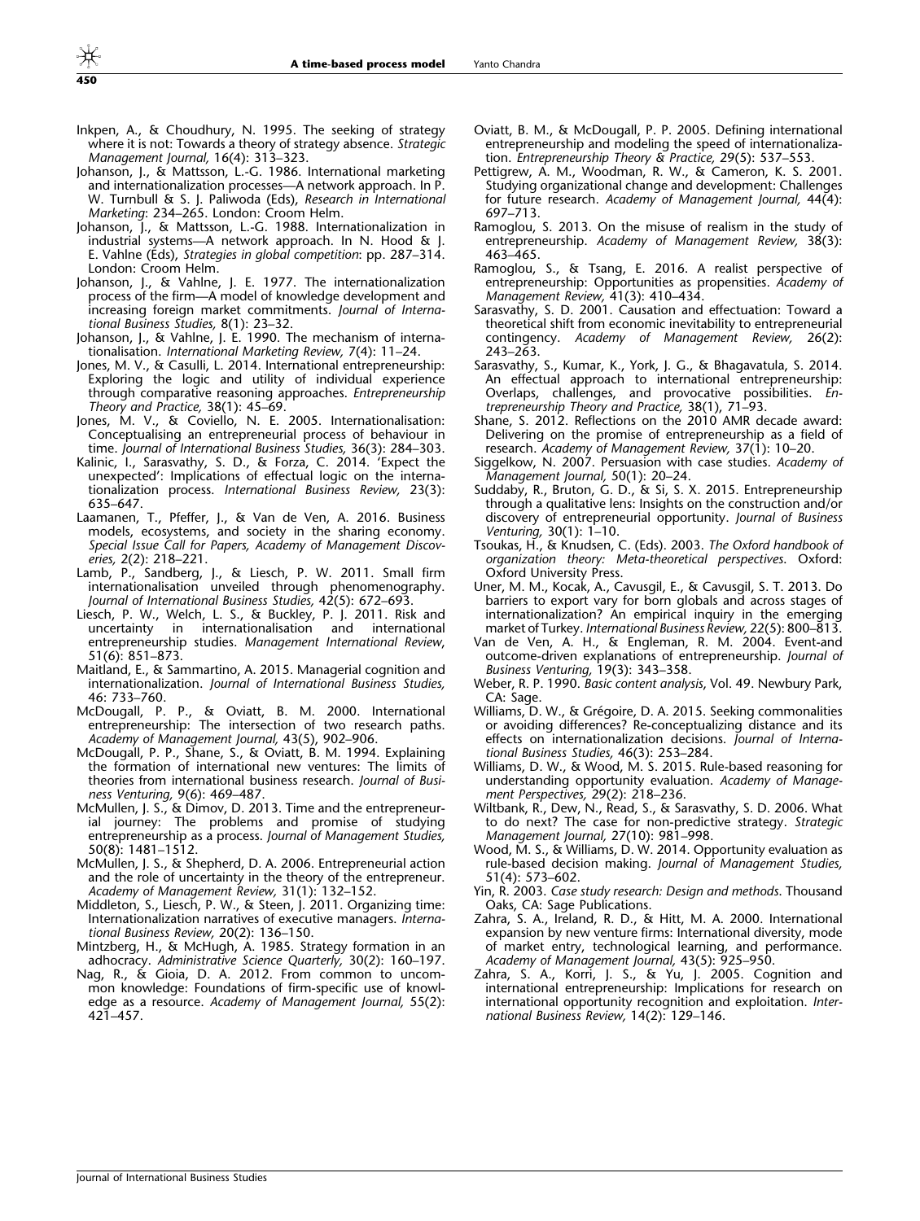Inkpen, A., & Choudhury, N. 1995. The seeking of strategy where it is not: Towards a theory of strategy absence. *Strategic Management Journal,* 16(4): 313–323.

Johanson, J., & Mattsson, L.-G. 1986. International marketing and internationalization processes—A network approach. In P. W. Turnbull & S. J. Paliwoda (Eds), *Research in International Marketing*: 234–265. London: Croom Helm.

Johanson, J., & Mattsson, L.-G. 1988. Internationalization in industrial systems—A network approach. In N. Hood & J. E. Vahlne (Eds), *Strategies in global competition*: pp. 287–314. London: Croom Helm.

Johanson, J., & Vahlne, J. E. 1977. The internationalization process of the firm—A model of knowledge development and increasing foreign market commitments. *Journal of International Business Studies,* 8(1): 23–32.

Johanson, J., & Vahlne, J. E. 1990. The mechanism of internationalisation. *International Marketing Review,* 7(4): 11–24.

Jones, M. V., & Casulli, L. 2014. International entrepreneurship: Exploring the logic and utility of individual experience through comparative reasoning approaches. *Entrepreneurship Theory and Practice,* 38(1): 45–69.

Jones, M. V., & Coviello, N. E. 2005. Internationalisation: Conceptualising an entrepreneurial process of behaviour in time. *Journal of International Business Studies,* 36(3): 284–303.

Kalinic, I., Sarasvathy, S. D., & Forza, C. 2014. 'Expect the unexpected': Implications of effectual logic on the internationalization process. *International Business Review,* 23(3): 635–647.

Laamanen, T., Pfeffer, J., & Van de Ven, A. 2016. Business models, ecosystems, and society in the sharing economy. *Special Issue Call for Papers, Academy of Management Discoveries,* 2(2): 218–221.

Lamb, P., Sandberg, J., & Liesch, P. W. 2011. Small firm internationalisation unveiled through phenomenography. *Journal of International Business Studies,* 42(5): 672–693.

Liesch, P. W., Welch, L. S., & Buckley, P. J. 2011. Risk and uncertainty in internationalisation and international entrepreneurship studies. *Management International Review*, 51(6): 851–873.

Maitland, E., & Sammartino, A. 2015. Managerial cognition and internationalization. *Journal of International Business Studies,* 46: 733–760.

McDougall, P. P., & Oviatt, B. M. 2000. International entrepreneurship: The intersection of two research paths. *Academy of Management Journal,* 43(5), 902–906.

McDougall, P. P., Shane, S., & Oviatt, B. M. 1994. Explaining the formation of international new ventures: The limits of theories from international business research. *Journal of Business Venturing,* 9(6): 469–487.

McMullen, J. S., & Dimov, D. 2013. Time and the entrepreneurial journey: The problems and promise of studying entrepreneurship as a process. *Journal of Management Studies,* 50(8): 1481–1512.

McMullen, J. S., & Shepherd, D. A. 2006. Entrepreneurial action and the role of uncertainty in the theory of the entrepreneur. *Academy of Management Review,* 31(1): 132–152.

Middleton, S., Liesch, P. W., & Steen, J. 2011. Organizing time: Internationalization narratives of executive managers. *International Business Review,* 20(2): 136–150.

Mintzberg, H., & McHugh, A. 1985. Strategy formation in an adhocracy. *Administrative Science Quarterly,* 30(2): 160–197.

Nag, R., & Gioia, D. A. 2012. From common to uncommon knowledge: Foundations of firm-specific use of knowledge as a resource. *Academy of Management Journal,* 55(2): 421–457.

Oviatt, B. M., & McDougall, P. P. 2005. Defining international entrepreneurship and modeling the speed of internationalization. *Entrepreneurship Theory & Practice,* 29(5): 537–553.

Pettigrew, A. M., Woodman, R. W., & Cameron, K. S. 2001. Studying organizational change and development: Challenges for future research. *Academy of Management Journal,* 44(4): 697–713.

Ramoglou, S. 2013. On the misuse of realism in the study of entrepreneurship. *Academy of Management Review,* 38(3): 463–465.

Ramoglou, S., & Tsang, E. 2016. A realist perspective of entrepreneurship: Opportunities as propensities. *Academy of Management Review,* 41(3): 410–434.

Sarasvathy, S. D. 2001. Causation and effectuation: Toward a theoretical shift from economic inevitability to entrepreneurial contingency. *Academy of Management Review,* 26(2): 243–263.

Sarasvathy, S., Kumar, K., York, J. G., & Bhagavatula, S. 2014. An effectual approach to international entrepreneurship: Overlaps, challenges, and provocative possibilities. *Entrepreneurship Theory and Practice,* 38(1), 71–93.

Shane, S. 2012. Reflections on the 2010 AMR decade award: Delivering on the promise of entrepreneurship as a field of research. *Academy of Management Review,* 37(1): 10–20.

Siggelkow, N. 2007. Persuasion with case studies. *Academy of Management Journal,* 50(1): 20–24.

Suddaby, R., Bruton, G. D., & Si, S. X. 2015. Entrepreneurship through a qualitative lens: Insights on the construction and/or discovery of entrepreneurial opportunity. *Journal of Business Venturing,* 30(1): 1–10.

Tsoukas, H., & Knudsen, C. (Eds). 2003. *The Oxford handbook of organization theory: Meta-theoretical perspectives.* Oxford: Oxford University Press.

Uner, M. M., Kocak, A., Cavusgil, E., & Cavusgil, S. T. 2013. Do barriers to export vary for born globals and across stages of internationalization? An empirical inquiry in the emerging market of Turkey. *International Business Review,* 22(5): 800–813.

Van de Ven, A. H., & Engleman, R. M. 2004. Event-and outcome-driven explanations of entrepreneurship. *Journal of Business Venturing,* 19(3): 343–358.

Weber, R. P. 1990. *Basic content analysis*, Vol. 49. Newbury Park, CA: Sage.

Williams, D. W., & Grégoire, D. A. 2015. Seeking commonalities or avoiding differences? Re-conceptualizing distance and its effects on internationalization decisions. *Journal of International Business Studies,* 46(3): 253–284.

Williams, D. W., & Wood, M. S. 2015. Rule-based reasoning for understanding opportunity evaluation. *Academy of Management Perspectives,* 29(2): 218–236.

Wiltbank, R., Dew, N., Read, S., & Sarasvathy, S. D. 2006. What to do next? The case for non-predictive strategy. *Strategic Management Journal,* 27(10): 981–998.

Wood, M. S., & Williams, D. W. 2014. Opportunity evaluation as rule-based decision making. *Journal of Management Studies,* 51(4): 573–602.

Yin, R. 2003. *Case study research: Design and methods*. Thousand Oaks, CA: Sage Publications.

Zahra, S. A., Ireland, R. D., & Hitt, M. A. 2000. International expansion by new venture firms: International diversity, mode of market entry, technological learning, and performance. *Academy of Management Journal,* 43(5): 925–950.

Zahra, S. A., Korri, J. S., & Yu, J. 2005. Cognition and international entrepreneurship: Implications for research on international opportunity recognition and exploitation. *International Business Review,* 14(2): 129–146.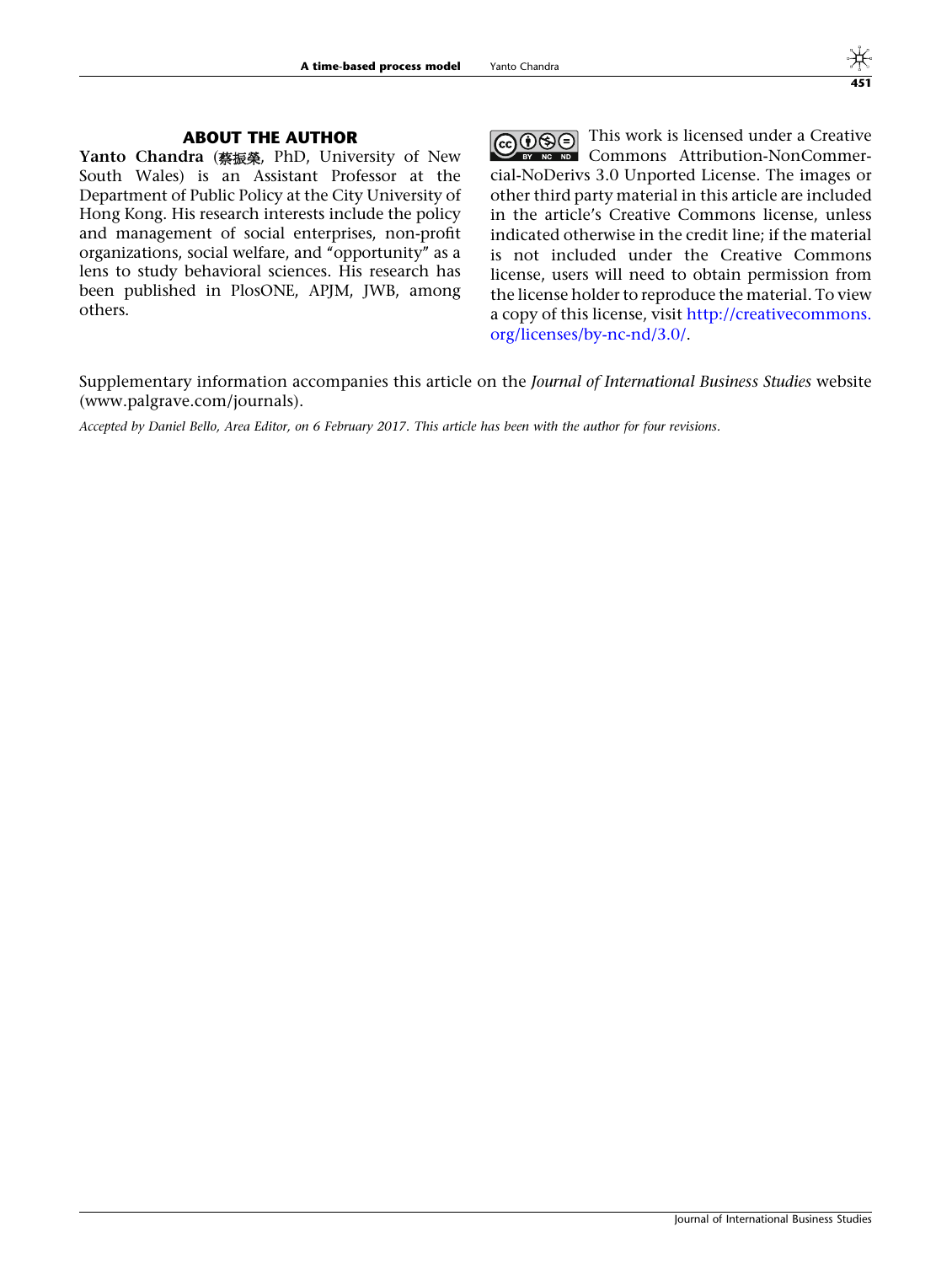## ABOUT THE AUTHOR

**Yanto Chandra** (蔡振榮, PhD, University of New South Wales) is an Assistant Professor at the Department of Public Policy at the City University of Hong Kong. His research interests include the policy and management of social enterprises, non-profit organizations, social welfare, and "opportunity" as a lens to study behavioral sciences. His research has been published in PlosONE, APJM, JWB, among others.

This work is licensed under a Creative Commons Attribution-NonCommercial-NoDerivs 3.0 Unported License. The images or other third party material in this article are included in the article's Creative Commons license, unless indicated otherwise in the credit line; if the material is not included under the Creative Commons license, users will need to obtain permission from the license holder to reproduce the material. To view a copy of this license, visit http://creativecommons.org/licenses/by-nc-nd/3.0/.

Supplementary information accompanies this article on the *Journal of International Business Studies* website (www.palgrave.com/journals).

*Accepted by Daniel Bello, Area Editor, on 6 February 2017. This article has been with the author for four revisions.*